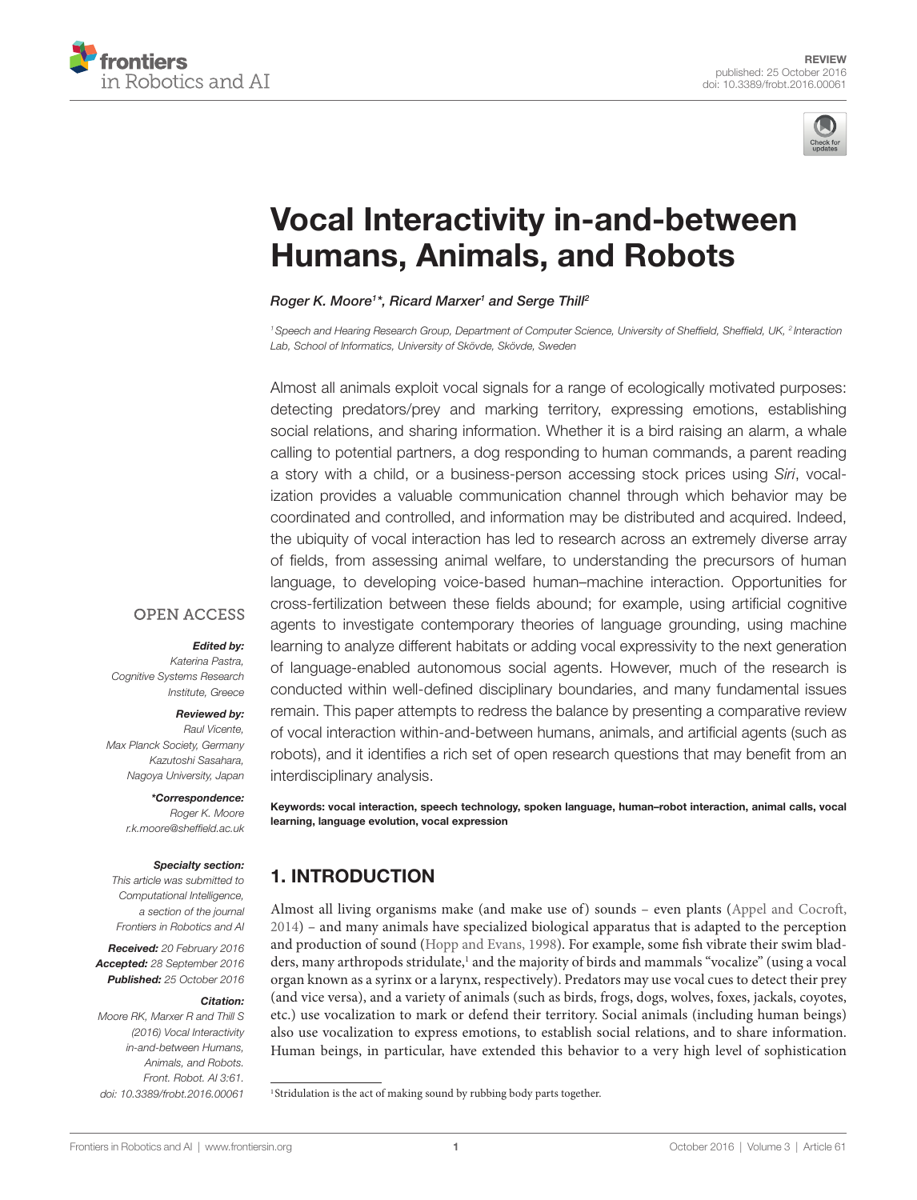REVIEW
published: 25 October 2016
doi: 10.3389/frobt.2016.00061

# Vocal Interactivity in-and-between Humans, Animals, and Robots

*Roger K. Moore[1]\*, Ricard Marxer[1] and Serge Thill[2]*

[1] Speech and Hearing Research Group, Department of Computer Science, University of Sheffield, Sheffield, UK, [2] Interaction Lab, School of Informatics, University of Skövde, Skövde, Sweden

Almost all animals exploit vocal signals for a range of ecologically motivated purposes: detecting predators/prey and marking territory, expressing emotions, establishing social relations, and sharing information. Whether it is a bird raising an alarm, a whale calling to potential partners, a dog responding to human commands, a parent reading a story with a child, or a business-person accessing stock prices using *Siri*, vocalization provides a valuable communication channel through which behavior may be coordinated and controlled, and information may be distributed and acquired. Indeed, the ubiquity of vocal interaction has led to research across an extremely diverse array of fields, from assessing animal welfare, to understanding the precursors of human language, to developing voice-based human–machine interaction. Opportunities for cross-fertilization between these fields abound; for example, using artificial cognitive agents to investigate contemporary theories of language grounding, using machine learning to analyze different habitats or adding vocal expressivity to the next generation of language-enabled autonomous social agents. However, much of the research is conducted within well-defined disciplinary boundaries, and many fundamental issues remain. This paper attempts to redress the balance by presenting a comparative review of vocal interaction within-and-between humans, animals, and artificial agents (such as robots), and it identifies a rich set of open research questions that may benefit from an interdisciplinary analysis.

**Keywords: vocal interaction, speech technology, spoken language, human–robot interaction, animal calls, vocal learning, language evolution, vocal expression**

OPEN ACCESS

***Edited by:***
*Katerina Pastra, Cognitive Systems Research Institute, Greece*

***Reviewed by:***
*Raul Vicente, Max Planck Society, Germany*
*Kazutoshi Sasahara, Nagoya University, Japan*

***\*Correspondence:***
*Roger K. Moore*
*r.k.moore@sheffield.ac.uk*

***Specialty section:***
*This article was submitted to Computational Intelligence, a section of the journal Frontiers in Robotics and AI*

***Received:*** *20 February 2016*
***Accepted:*** *28 September 2016*
***Published:*** *25 October 2016*

***Citation:***
*Moore RK, Marxer R and Thill S (2016) Vocal Interactivity in-and-between Humans, Animals, and Robots. Front. Robot. AI 3:61. doi: 10.3389/frobt.2016.00061*

## 1. INTRODUCTION

Almost all living organisms make (and make use of) sounds – even plants (Appel and Cocroft, 2014) – and many animals have specialized biological apparatus that is adapted to the perception and production of sound (Hopp and Evans, 1998). For example, some fish vibrate their swim bladders, many arthropods stridulate,[1] and the majority of birds and mammals "vocalize" (using a vocal organ known as a syrinx or a larynx, respectively). Predators may use vocal cues to detect their prey (and vice versa), and a variety of animals (such as birds, frogs, dogs, wolves, foxes, jackals, coyotes, etc.) use vocalization to mark or defend their territory. Social animals (including human beings) also use vocalization to express emotions, to establish social relations, and to share information. Human beings, in particular, have extended this behavior to a very high level of sophistication

[1] Stridulation is the act of making sound by rubbing body parts together.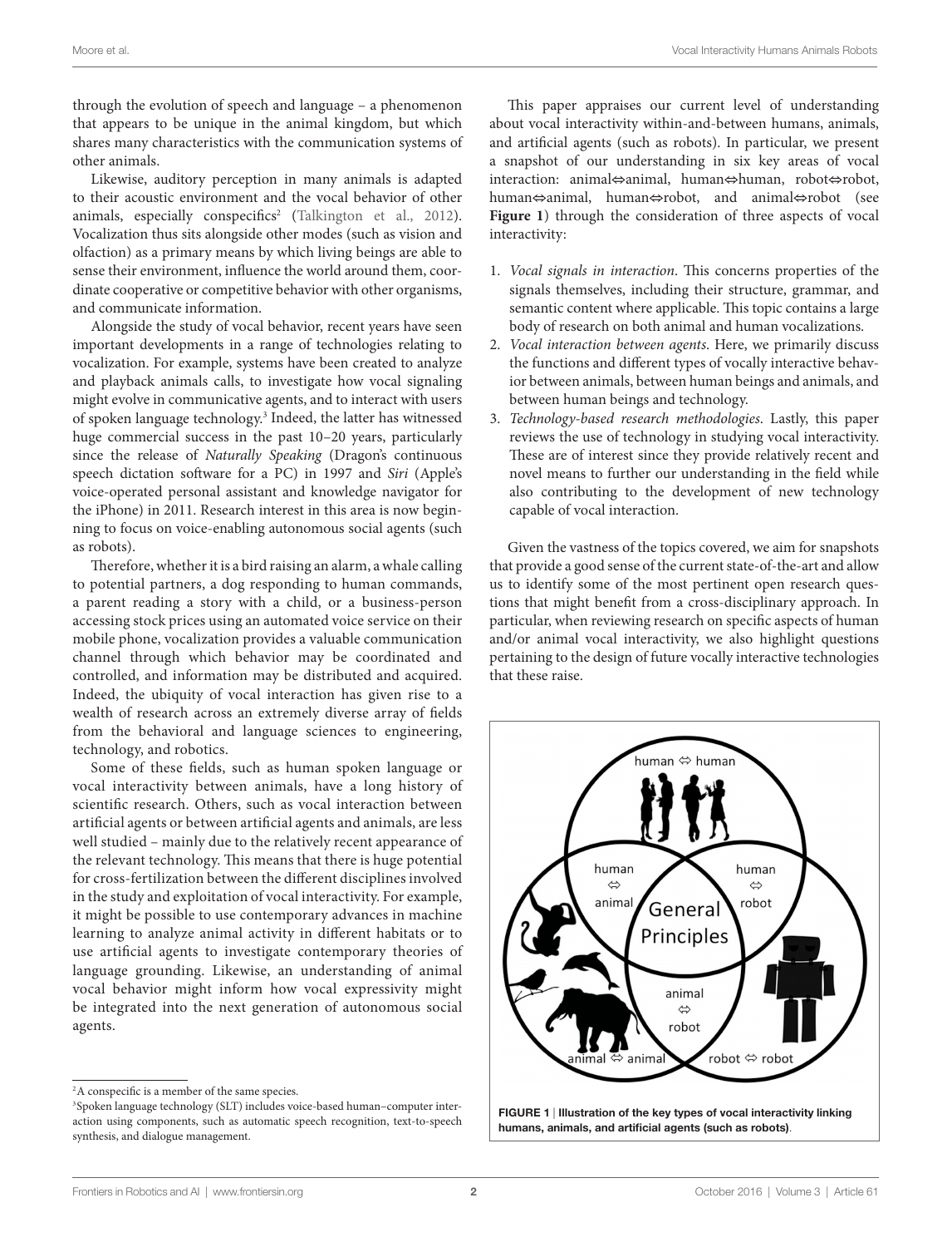through the evolution of speech and language – a phenomenon that appears to be unique in the animal kingdom, but which shares many characteristics with the communication systems of other animals.

Likewise, auditory perception in many animals is adapted to their acoustic environment and the vocal behavior of other animals, especially conspecifics[2] (Talkington et al., 2012). Vocalization thus sits alongside other modes (such as vision and olfaction) as a primary means by which living beings are able to sense their environment, influence the world around them, coordinate cooperative or competitive behavior with other organisms, and communicate information.

Alongside the study of vocal behavior, recent years have seen important developments in a range of technologies relating to vocalization. For example, systems have been created to analyze and playback animals calls, to investigate how vocal signaling might evolve in communicative agents, and to interact with users of spoken language technology.[3] Indeed, the latter has witnessed huge commercial success in the past 10–20 years, particularly since the release of *Naturally Speaking* (Dragon's continuous speech dictation software for a PC) in 1997 and *Siri* (Apple's voice-operated personal assistant and knowledge navigator for the iPhone) in 2011. Research interest in this area is now beginning to focus on voice-enabling autonomous social agents (such as robots).

Therefore, whether it is a bird raising an alarm, a whale calling to potential partners, a dog responding to human commands, a parent reading a story with a child, or a business-person accessing stock prices using an automated voice service on their mobile phone, vocalization provides a valuable communication channel through which behavior may be coordinated and controlled, and information may be distributed and acquired. Indeed, the ubiquity of vocal interaction has given rise to a wealth of research across an extremely diverse array of fields from the behavioral and language sciences to engineering, technology, and robotics.

Some of these fields, such as human spoken language or vocal interactivity between animals, have a long history of scientific research. Others, such as vocal interaction between artificial agents or between artificial agents and animals, are less well studied – mainly due to the relatively recent appearance of the relevant technology. This means that there is huge potential for cross-fertilization between the different disciplines involved in the study and exploitation of vocal interactivity. For example, it might be possible to use contemporary advances in machine learning to analyze animal activity in different habitats or to use artificial agents to investigate contemporary theories of language grounding. Likewise, an understanding of animal vocal behavior might inform how vocal expressivity might be integrated into the next generation of autonomous social agents.

This paper appraises our current level of understanding about vocal interactivity within-and-between humans, animals, and artificial agents (such as robots). In particular, we present a snapshot of our understanding in six key areas of vocal interaction: animal⇔animal, human⇔human, robot⇔robot, human⇔animal, human⇔robot, and animal⇔robot (see **Figure 1**) through the consideration of three aspects of vocal interactivity:

1. *Vocal signals in interaction*. This concerns properties of the signals themselves, including their structure, grammar, and semantic content where applicable. This topic contains a large body of research on both animal and human vocalizations.
2. *Vocal interaction between agents*. Here, we primarily discuss the functions and different types of vocally interactive behavior between animals, between human beings and animals, and between human beings and technology.
3. *Technology-based research methodologies*. Lastly, this paper reviews the use of technology in studying vocal interactivity. These are of interest since they provide relatively recent and novel means to further our understanding in the field while also contributing to the development of new technology capable of vocal interaction.

Given the vastness of the topics covered, we aim for snapshots that provide a good sense of the current state-of-the-art and allow us to identify some of the most pertinent open research questions that might benefit from a cross-disciplinary approach. In particular, when reviewing research on specific aspects of human and/or animal vocal interactivity, we also highlight questions pertaining to the design of future vocally interactive technologies that these raise.

**FIGURE 1** | **Illustration of the key types of vocal interactivity linking humans, animals, and artificial agents (such as robots)**.

[2] A conspecific is a member of the same species.

[3] Spoken language technology (SLT) includes voice-based human–computer interaction using components, such as automatic speech recognition, text-to-speech synthesis, and dialogue management.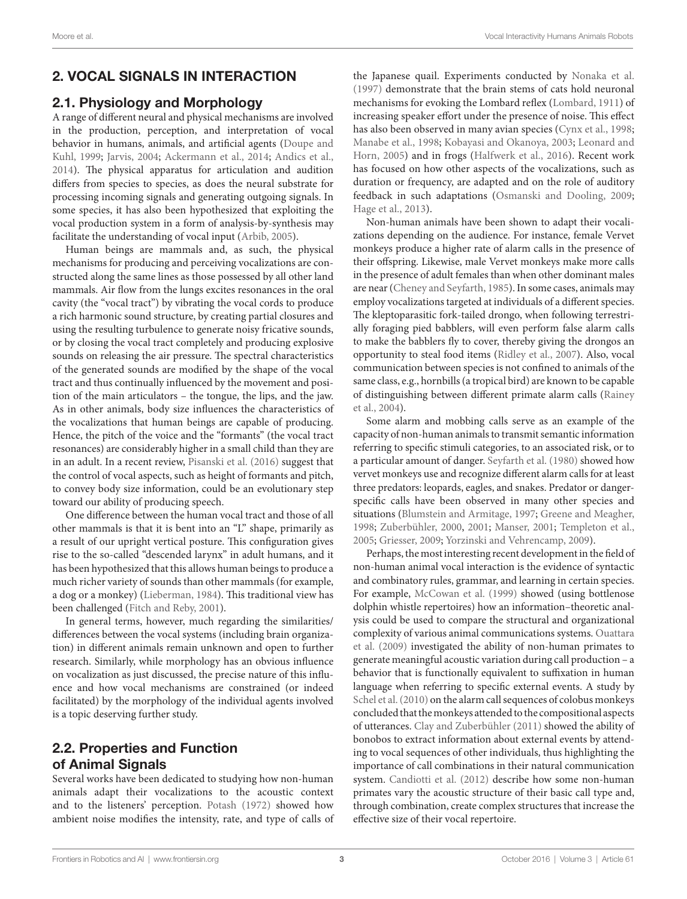## 2. VOCAL SIGNALS IN INTERACTION

### 2.1. Physiology and Morphology

A range of different neural and physical mechanisms are involved in the production, perception, and interpretation of vocal behavior in humans, animals, and artificial agents (Doupe and Kuhl, 1999; Jarvis, 2004; Ackermann et al., 2014; Andics et al., 2014). The physical apparatus for articulation and audition differs from species to species, as does the neural substrate for processing incoming signals and generating outgoing signals. In some species, it has also been hypothesized that exploiting the vocal production system in a form of analysis-by-synthesis may facilitate the understanding of vocal input (Arbib, 2005).

Human beings are mammals and, as such, the physical mechanisms for producing and perceiving vocalizations are constructed along the same lines as those possessed by all other land mammals. Air flow from the lungs excites resonances in the oral cavity (the "vocal tract") by vibrating the vocal cords to produce a rich harmonic sound structure, by creating partial closures and using the resulting turbulence to generate noisy fricative sounds, or by closing the vocal tract completely and producing explosive sounds on releasing the air pressure. The spectral characteristics of the generated sounds are modified by the shape of the vocal tract and thus continually influenced by the movement and position of the main articulators – the tongue, the lips, and the jaw. As in other animals, body size influences the characteristics of the vocalizations that human beings are capable of producing. Hence, the pitch of the voice and the "formants" (the vocal tract resonances) are considerably higher in a small child than they are in an adult. In a recent review, Pisanski et al. (2016) suggest that the control of vocal aspects, such as height of formants and pitch, to convey body size information, could be an evolutionary step toward our ability of producing speech.

One difference between the human vocal tract and those of all other mammals is that it is bent into an "L" shape, primarily as a result of our upright vertical posture. This configuration gives rise to the so-called "descended larynx" in adult humans, and it has been hypothesized that this allows human beings to produce a much richer variety of sounds than other mammals (for example, a dog or a monkey) (Lieberman, 1984). This traditional view has been challenged (Fitch and Reby, 2001).

In general terms, however, much regarding the similarities/differences between the vocal systems (including brain organization) in different animals remain unknown and open to further research. Similarly, while morphology has an obvious influence on vocalization as just discussed, the precise nature of this influence and how vocal mechanisms are constrained (or indeed facilitated) by the morphology of the individual agents involved is a topic deserving further study.

### 2.2. Properties and Function of Animal Signals

Several works have been dedicated to studying how non-human animals adapt their vocalizations to the acoustic context and to the listeners' perception. Potash (1972) showed how ambient noise modifies the intensity, rate, and type of calls of the Japanese quail. Experiments conducted by Nonaka et al. (1997) demonstrate that the brain stems of cats hold neuronal mechanisms for evoking the Lombard reflex (Lombard, 1911) of increasing speaker effort under the presence of noise. This effect has also been observed in many avian species (Cynx et al., 1998; Manabe et al., 1998; Kobayasi and Okanoya, 2003; Leonard and Horn, 2005) and in frogs (Halfwerk et al., 2016). Recent work has focused on how other aspects of the vocalizations, such as duration or frequency, are adapted and on the role of auditory feedback in such adaptations (Osmanski and Dooling, 2009; Hage et al., 2013).

Non-human animals have been shown to adapt their vocalizations depending on the audience. For instance, female Vervet monkeys produce a higher rate of alarm calls in the presence of their offspring. Likewise, male Vervet monkeys make more calls in the presence of adult females than when other dominant males are near (Cheney and Seyfarth, 1985). In some cases, animals may employ vocalizations targeted at individuals of a different species. The kleptoparasitic fork-tailed drongo, when following terrestrially foraging pied babblers, will even perform false alarm calls to make the babblers fly to cover, thereby giving the drongos an opportunity to steal food items (Ridley et al., 2007). Also, vocal communication between species is not confined to animals of the same class, e.g., hornbills (a tropical bird) are known to be capable of distinguishing between different primate alarm calls (Rainey et al., 2004).

Some alarm and mobbing calls serve as an example of the capacity of non-human animals to transmit semantic information referring to specific stimuli categories, to an associated risk, or to a particular amount of danger. Seyfarth et al. (1980) showed how vervet monkeys use and recognize different alarm calls for at least three predators: leopards, eagles, and snakes. Predator or danger-specific calls have been observed in many other species and situations (Blumstein and Armitage, 1997; Greene and Meagher, 1998; Zuberbühler, 2000, 2001; Manser, 2001; Templeton et al., 2005; Griesser, 2009; Yorzinski and Vehrencamp, 2009).

Perhaps, the most interesting recent development in the field of non-human animal vocal interaction is the evidence of syntactic and combinatory rules, grammar, and learning in certain species. For example, McCowan et al. (1999) showed (using bottlenose dolphin whistle repertoires) how an information–theoretic analysis could be used to compare the structural and organizational complexity of various animal communications systems. Ouattara et al. (2009) investigated the ability of non-human primates to generate meaningful acoustic variation during call production – a behavior that is functionally equivalent to suffixation in human language when referring to specific external events. A study by Schel et al. (2010) on the alarm call sequences of colobus monkeys concluded that the monkeys attended to the compositional aspects of utterances. Clay and Zuberbühler (2011) showed the ability of bonobos to extract information about external events by attending to vocal sequences of other individuals, thus highlighting the importance of call combinations in their natural communication system. Candiotti et al. (2012) describe how some non-human primates vary the acoustic structure of their basic call type and, through combination, create complex structures that increase the effective size of their vocal repertoire.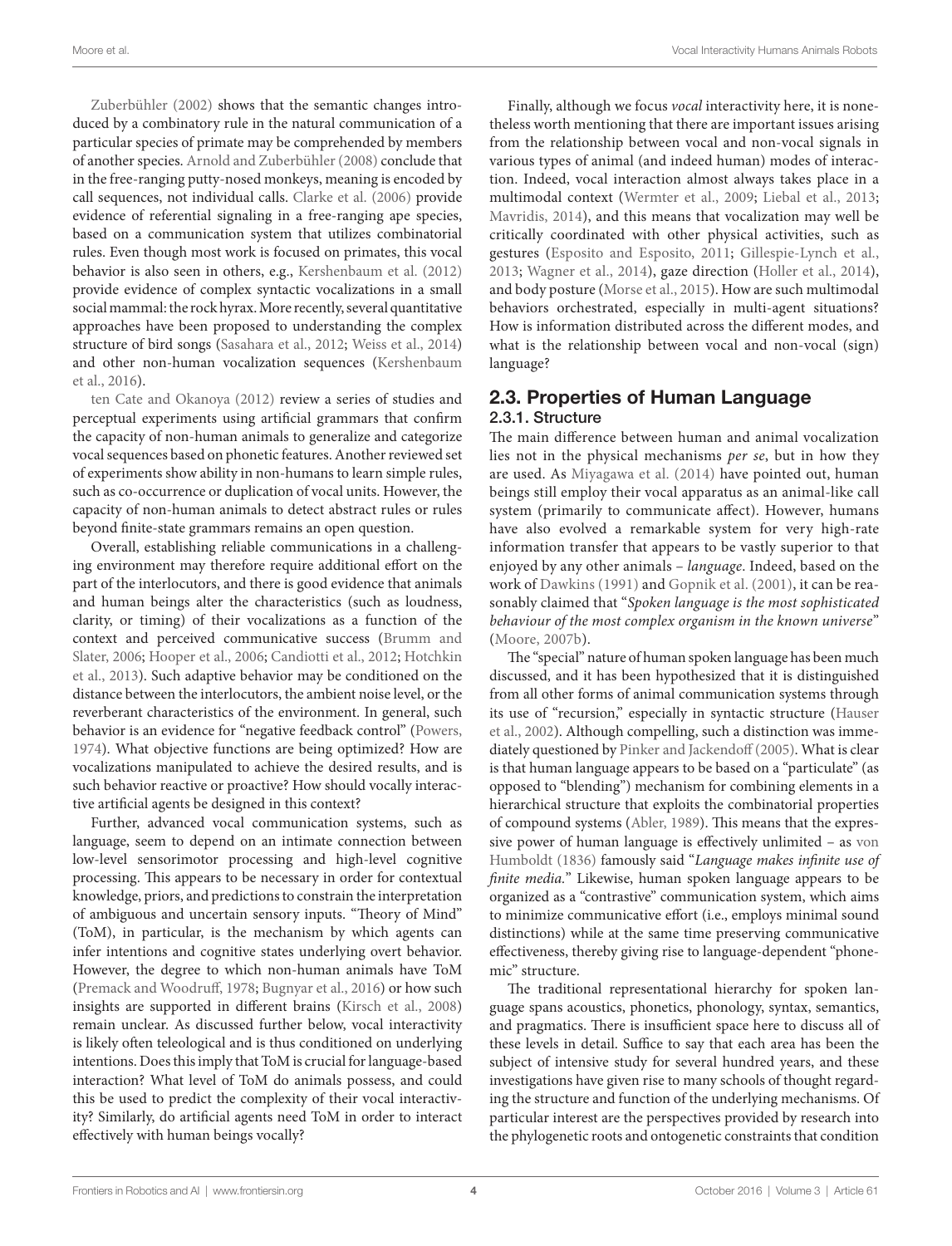Zuberbühler (2002) shows that the semantic changes introduced by a combinatory rule in the natural communication of a particular species of primate may be comprehended by members of another species. Arnold and Zuberbühler (2008) conclude that in the free-ranging putty-nosed monkeys, meaning is encoded by call sequences, not individual calls. Clarke et al. (2006) provide evidence of referential signaling in a free-ranging ape species, based on a communication system that utilizes combinatorial rules. Even though most work is focused on primates, this vocal behavior is also seen in others, e.g., Kershenbaum et al. (2012) provide evidence of complex syntactic vocalizations in a small social mammal: the rock hyrax. More recently, several quantitative approaches have been proposed to understanding the complex structure of bird songs (Sasahara et al., 2012; Weiss et al., 2014) and other non-human vocalization sequences (Kershenbaum et al., 2016).

ten Cate and Okanoya (2012) review a series of studies and perceptual experiments using artificial grammars that confirm the capacity of non-human animals to generalize and categorize vocal sequences based on phonetic features. Another reviewed set of experiments show ability in non-humans to learn simple rules, such as co-occurrence or duplication of vocal units. However, the capacity of non-human animals to detect abstract rules or rules beyond finite-state grammars remains an open question.

Overall, establishing reliable communications in a challenging environment may therefore require additional effort on the part of the interlocutors, and there is good evidence that animals and human beings alter the characteristics (such as loudness, clarity, or timing) of their vocalizations as a function of the context and perceived communicative success (Brumm and Slater, 2006; Hooper et al., 2006; Candiotti et al., 2012; Hotchkin et al., 2013). Such adaptive behavior may be conditioned on the distance between the interlocutors, the ambient noise level, or the reverberant characteristics of the environment. In general, such behavior is an evidence for "negative feedback control" (Powers, 1974). What objective functions are being optimized? How are vocalizations manipulated to achieve the desired results, and is such behavior reactive or proactive? How should vocally interactive artificial agents be designed in this context?

Further, advanced vocal communication systems, such as language, seem to depend on an intimate connection between low-level sensorimotor processing and high-level cognitive processing. This appears to be necessary in order for contextual knowledge, priors, and predictions to constrain the interpretation of ambiguous and uncertain sensory inputs. "Theory of Mind" (ToM), in particular, is the mechanism by which agents can infer intentions and cognitive states underlying overt behavior. However, the degree to which non-human animals have ToM (Premack and Woodruff, 1978; Bugnyar et al., 2016) or how such insights are supported in different brains (Kirsch et al., 2008) remain unclear. As discussed further below, vocal interactivity is likely often teleological and is thus conditioned on underlying intentions. Does this imply that ToM is crucial for language-based interaction? What level of ToM do animals possess, and could this be used to predict the complexity of their vocal interactivity? Similarly, do artificial agents need ToM in order to interact effectively with human beings vocally?

Finally, although we focus *vocal* interactivity here, it is nonetheless worth mentioning that there are important issues arising from the relationship between vocal and non-vocal signals in various types of animal (and indeed human) modes of interaction. Indeed, vocal interaction almost always takes place in a multimodal context (Wermter et al., 2009; Liebal et al., 2013; Mavridis, 2014), and this means that vocalization may well be critically coordinated with other physical activities, such as gestures (Esposito and Esposito, 2011; Gillespie-Lynch et al., 2013; Wagner et al., 2014), gaze direction (Holler et al., 2014), and body posture (Morse et al., 2015). How are such multimodal behaviors orchestrated, especially in multi-agent situations? How is information distributed across the different modes, and what is the relationship between vocal and non-vocal (sign) language?

## 2.3. Properties of Human Language

### 2.3.1. Structure

The main difference between human and animal vocalization lies not in the physical mechanisms *per se*, but in how they are used. As Miyagawa et al. (2014) have pointed out, human beings still employ their vocal apparatus as an animal-like call system (primarily to communicate affect). However, humans have also evolved a remarkable system for very high-rate information transfer that appears to be vastly superior to that enjoyed by any other animals – *language*. Indeed, based on the work of Dawkins (1991) and Gopnik et al. (2001), it can be reasonably claimed that "*Spoken language is the most sophisticated behaviour of the most complex organism in the known universe*" (Moore, 2007b).

The "special" nature of human spoken language has been much discussed, and it has been hypothesized that it is distinguished from all other forms of animal communication systems through its use of "recursion," especially in syntactic structure (Hauser et al., 2002). Although compelling, such a distinction was immediately questioned by Pinker and Jackendoff (2005). What is clear is that human language appears to be based on a "particulate" (as opposed to "blending") mechanism for combining elements in a hierarchical structure that exploits the combinatorial properties of compound systems (Abler, 1989). This means that the expressive power of human language is effectively unlimited – as von Humboldt (1836) famously said "*Language makes infinite use of finite media.*" Likewise, human spoken language appears to be organized as a "contrastive" communication system, which aims to minimize communicative effort (i.e., employs minimal sound distinctions) while at the same time preserving communicative effectiveness, thereby giving rise to language-dependent "phonemic" structure.

The traditional representational hierarchy for spoken language spans acoustics, phonetics, phonology, syntax, semantics, and pragmatics. There is insufficient space here to discuss all of these levels in detail. Suffice to say that each area has been the subject of intensive study for several hundred years, and these investigations have given rise to many schools of thought regarding the structure and function of the underlying mechanisms. Of particular interest are the perspectives provided by research into the phylogenetic roots and ontogenetic constraints that condition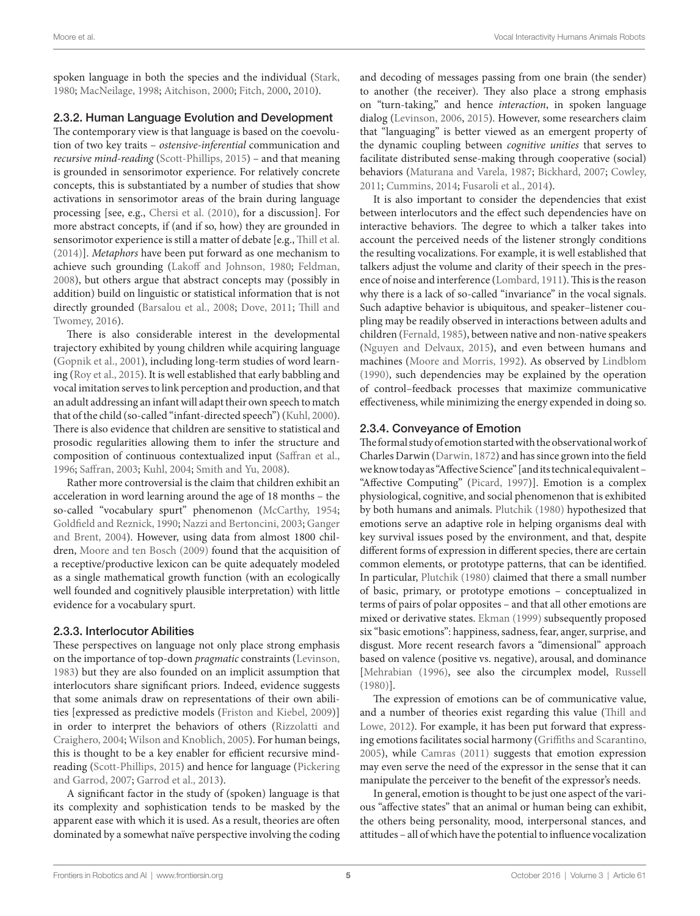spoken language in both the species and the individual (Stark, 1980; MacNeilage, 1998; Aitchison, 2000; Fitch, 2000, 2010).

### 2.3.2. Human Language Evolution and Development

The contemporary view is that language is based on the coevolution of two key traits – *ostensive-inferential* communication and *recursive mind-reading* (Scott-Phillips, 2015) – and that meaning is grounded in sensorimotor experience. For relatively concrete concepts, this is substantiated by a number of studies that show activations in sensorimotor areas of the brain during language processing [see, e.g., Chersi et al. (2010), for a discussion]. For more abstract concepts, if (and if so, how) they are grounded in sensorimotor experience is still a matter of debate [e.g., Thill et al. (2014)]. *Metaphors* have been put forward as one mechanism to achieve such grounding (Lakoff and Johnson, 1980; Feldman, 2008), but others argue that abstract concepts may (possibly in addition) build on linguistic or statistical information that is not directly grounded (Barsalou et al., 2008; Dove, 2011; Thill and Twomey, 2016).

There is also considerable interest in the developmental trajectory exhibited by young children while acquiring language (Gopnik et al., 2001), including long-term studies of word learning (Roy et al., 2015). It is well established that early babbling and vocal imitation serves to link perception and production, and that an adult addressing an infant will adapt their own speech to match that of the child (so-called "infant-directed speech") (Kuhl, 2000). There is also evidence that children are sensitive to statistical and prosodic regularities allowing them to infer the structure and composition of continuous contextualized input (Saffran et al., 1996; Saffran, 2003; Kuhl, 2004; Smith and Yu, 2008).

Rather more controversial is the claim that children exhibit an acceleration in word learning around the age of 18 months – the so-called "vocabulary spurt" phenomenon (McCarthy, 1954; Goldfield and Reznick, 1990; Nazzi and Bertoncini, 2003; Ganger and Brent, 2004). However, using data from almost 1800 children, Moore and ten Bosch (2009) found that the acquisition of a receptive/productive lexicon can be quite adequately modeled as a single mathematical growth function (with an ecologically well founded and cognitively plausible interpretation) with little evidence for a vocabulary spurt.

### 2.3.3. Interlocutor Abilities

These perspectives on language not only place strong emphasis on the importance of top-down *pragmatic* constraints (Levinson, 1983) but they are also founded on an implicit assumption that interlocutors share significant priors. Indeed, evidence suggests that some animals draw on representations of their own abilities [expressed as predictive models (Friston and Kiebel, 2009)] in order to interpret the behaviors of others (Rizzolatti and Craighero, 2004; Wilson and Knoblich, 2005). For human beings, this is thought to be a key enabler for efficient recursive mind-reading (Scott-Phillips, 2015) and hence for language (Pickering and Garrod, 2007; Garrod et al., 2013).

A significant factor in the study of (spoken) language is that its complexity and sophistication tends to be masked by the apparent ease with which it is used. As a result, theories are often dominated by a somewhat naïve perspective involving the coding and decoding of messages passing from one brain (the sender) to another (the receiver). They also place a strong emphasis on "turn-taking," and hence *interaction*, in spoken language dialog (Levinson, 2006, 2015). However, some researchers claim that "languaging" is better viewed as an emergent property of the dynamic coupling between *cognitive unities* that serves to facilitate distributed sense-making through cooperative (social) behaviors (Maturana and Varela, 1987; Bickhard, 2007; Cowley, 2011; Cummins, 2014; Fusaroli et al., 2014).

It is also important to consider the dependencies that exist between interlocutors and the effect such dependencies have on interactive behaviors. The degree to which a talker takes into account the perceived needs of the listener strongly conditions the resulting vocalizations. For example, it is well established that talkers adjust the volume and clarity of their speech in the presence of noise and interference (Lombard, 1911). This is the reason why there is a lack of so-called "invariance" in the vocal signals. Such adaptive behavior is ubiquitous, and speaker–listener coupling may be readily observed in interactions between adults and children (Fernald, 1985), between native and non-native speakers (Nguyen and Delvaux, 2015), and even between humans and machines (Moore and Morris, 1992). As observed by Lindblom (1990), such dependencies may be explained by the operation of control–feedback processes that maximize communicative effectiveness, while minimizing the energy expended in doing so.

### 2.3.4. Conveyance of Emotion

The formal study of emotion started with the observational work of Charles Darwin (Darwin, 1872) and has since grown into the field we know today as "Affective Science" [and its technical equivalent – "Affective Computing" (Picard, 1997)]. Emotion is a complex physiological, cognitive, and social phenomenon that is exhibited by both humans and animals. Plutchik (1980) hypothesized that emotions serve an adaptive role in helping organisms deal with key survival issues posed by the environment, and that, despite different forms of expression in different species, there are certain common elements, or prototype patterns, that can be identified. In particular, Plutchik (1980) claimed that there a small number of basic, primary, or prototype emotions – conceptualized in terms of pairs of polar opposites – and that all other emotions are mixed or derivative states. Ekman (1999) subsequently proposed six "basic emotions": happiness, sadness, fear, anger, surprise, and disgust. More recent research favors a "dimensional" approach based on valence (positive vs. negative), arousal, and dominance [Mehrabian (1996), see also the circumplex model, Russell (1980)].

The expression of emotions can be of communicative value, and a number of theories exist regarding this value (Thill and Lowe, 2012). For example, it has been put forward that expressing emotions facilitates social harmony (Griffiths and Scarantino, 2005), while Camras (2011) suggests that emotion expression may even serve the need of the expressor in the sense that it can manipulate the perceiver to the benefit of the expressor's needs.

In general, emotion is thought to be just one aspect of the various "affective states" that an animal or human being can exhibit, the others being personality, mood, interpersonal stances, and attitudes – all of which have the potential to influence vocalization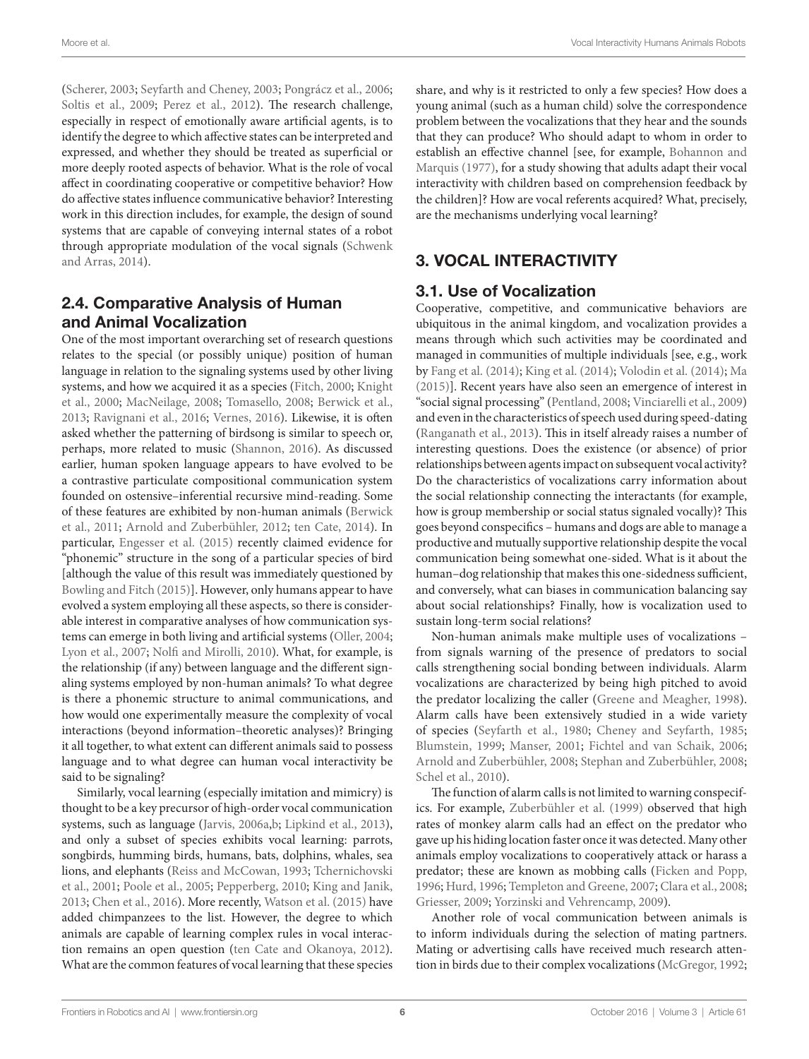(Scherer, 2003; Seyfarth and Cheney, 2003; Pongrácz et al., 2006; Soltis et al., 2009; Perez et al., 2012). The research challenge, especially in respect of emotionally aware artificial agents, is to identify the degree to which affective states can be interpreted and expressed, and whether they should be treated as superficial or more deeply rooted aspects of behavior. What is the role of vocal affect in coordinating cooperative or competitive behavior? How do affective states influence communicative behavior? Interesting work in this direction includes, for example, the design of sound systems that are capable of conveying internal states of a robot through appropriate modulation of the vocal signals (Schwenk and Arras, 2014).

### 2.4. Comparative Analysis of Human and Animal Vocalization

One of the most important overarching set of research questions relates to the special (or possibly unique) position of human language in relation to the signaling systems used by other living systems, and how we acquired it as a species (Fitch, 2000; Knight et al., 2000; MacNeilage, 2008; Tomasello, 2008; Berwick et al., 2013; Ravignani et al., 2016; Vernes, 2016). Likewise, it is often asked whether the patterning of birdsong is similar to speech or, perhaps, more related to music (Shannon, 2016). As discussed earlier, human spoken language appears to have evolved to be a contrastive particulate compositional communication system founded on ostensive–inferential recursive mind-reading. Some of these features are exhibited by non-human animals (Berwick et al., 2011; Arnold and Zuberbühler, 2012; ten Cate, 2014). In particular, Engesser et al. (2015) recently claimed evidence for "phonemic" structure in the song of a particular species of bird [although the value of this result was immediately questioned by Bowling and Fitch (2015)]. However, only humans appear to have evolved a system employing all these aspects, so there is considerable interest in comparative analyses of how communication systems can emerge in both living and artificial systems (Oller, 2004; Lyon et al., 2007; Nolfi and Mirolli, 2010). What, for example, is the relationship (if any) between language and the different signaling systems employed by non-human animals? To what degree is there a phonemic structure to animal communications, and how would one experimentally measure the complexity of vocal interactions (beyond information–theoretic analyses)? Bringing it all together, to what extent can different animals said to possess language and to what degree can human vocal interactivity be said to be signaling?

Similarly, vocal learning (especially imitation and mimicry) is thought to be a key precursor of high-order vocal communication systems, such as language (Jarvis, 2006a,b; Lipkind et al., 2013), and only a subset of species exhibits vocal learning: parrots, songbirds, humming birds, humans, bats, dolphins, whales, sea lions, and elephants (Reiss and McCowan, 1993; Tchernichovski et al., 2001; Poole et al., 2005; Pepperberg, 2010; King and Janik, 2013; Chen et al., 2016). More recently, Watson et al. (2015) have added chimpanzees to the list. However, the degree to which animals are capable of learning complex rules in vocal interaction remains an open question (ten Cate and Okanoya, 2012). What are the common features of vocal learning that these species share, and why is it restricted to only a few species? How does a young animal (such as a human child) solve the correspondence problem between the vocalizations that they hear and the sounds that they can produce? Who should adapt to whom in order to establish an effective channel [see, for example, Bohannon and Marquis (1977), for a study showing that adults adapt their vocal interactivity with children based on comprehension feedback by the children]? How are vocal referents acquired? What, precisely, are the mechanisms underlying vocal learning?

## 3. VOCAL INTERACTIVITY

### 3.1. Use of Vocalization

Cooperative, competitive, and communicative behaviors are ubiquitous in the animal kingdom, and vocalization provides a means through which such activities may be coordinated and managed in communities of multiple individuals [see, e.g., work by Fang et al. (2014); King et al. (2014); Volodin et al. (2014); Ma (2015)]. Recent years have also seen an emergence of interest in "social signal processing" (Pentland, 2008; Vinciarelli et al., 2009) and even in the characteristics of speech used during speed-dating (Ranganath et al., 2013). This in itself already raises a number of interesting questions. Does the existence (or absence) of prior relationships between agents impact on subsequent vocal activity? Do the characteristics of vocalizations carry information about the social relationship connecting the interactants (for example, how is group membership or social status signaled vocally)? This goes beyond conspecifics – humans and dogs are able to manage a productive and mutually supportive relationship despite the vocal communication being somewhat one-sided. What is it about the human–dog relationship that makes this one-sidedness sufficient, and conversely, what can biases in communication balancing say about social relationships? Finally, how is vocalization used to sustain long-term social relations?

Non-human animals make multiple uses of vocalizations – from signals warning of the presence of predators to social calls strengthening social bonding between individuals. Alarm vocalizations are characterized by being high pitched to avoid the predator localizing the caller (Greene and Meagher, 1998). Alarm calls have been extensively studied in a wide variety of species (Seyfarth et al., 1980; Cheney and Seyfarth, 1985; Blumstein, 1999; Manser, 2001; Fichtel and van Schaik, 2006; Arnold and Zuberbühler, 2008; Stephan and Zuberbühler, 2008; Schel et al., 2010).

The function of alarm calls is not limited to warning conspecifics. For example, Zuberbühler et al. (1999) observed that high rates of monkey alarm calls had an effect on the predator who gave up his hiding location faster once it was detected. Many other animals employ vocalizations to cooperatively attack or harass a predator; these are known as mobbing calls (Ficken and Popp, 1996; Hurd, 1996; Templeton and Greene, 2007; Clara et al., 2008; Griesser, 2009; Yorzinski and Vehrencamp, 2009).

Another role of vocal communication between animals is to inform individuals during the selection of mating partners. Mating or advertising calls have received much research attention in birds due to their complex vocalizations (McGregor, 1992;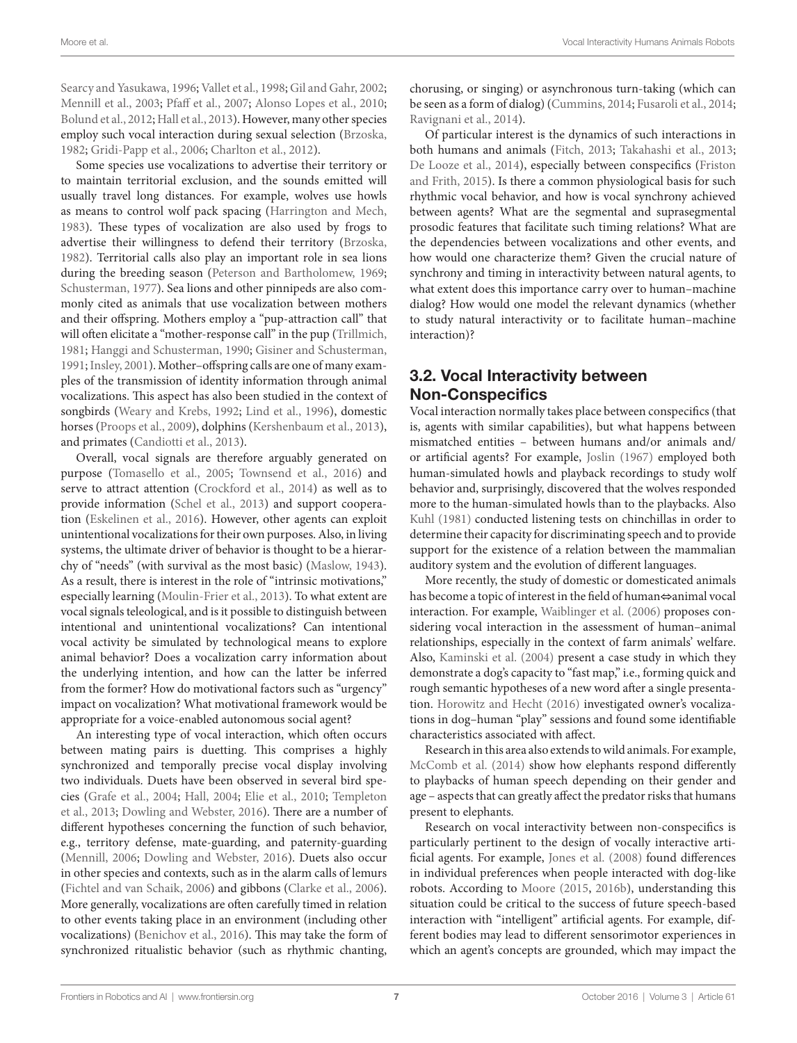Searcy and Yasukawa, 1996; Vallet et al., 1998; Gil and Gahr, 2002; Mennill et al., 2003; Pfaff et al., 2007; Alonso Lopes et al., 2010; Bolund et al., 2012; Hall et al., 2013). However, many other species employ such vocal interaction during sexual selection (Brzoska, 1982; Gridi-Papp et al., 2006; Charlton et al., 2012).

Some species use vocalizations to advertise their territory or to maintain territorial exclusion, and the sounds emitted will usually travel long distances. For example, wolves use howls as means to control wolf pack spacing (Harrington and Mech, 1983). These types of vocalization are also used by frogs to advertise their willingness to defend their territory (Brzoska, 1982). Territorial calls also play an important role in sea lions during the breeding season (Peterson and Bartholomew, 1969; Schusterman, 1977). Sea lions and other pinnipeds are also commonly cited as animals that use vocalization between mothers and their offspring. Mothers employ a "pup-attraction call" that will often elicitate a "mother-response call" in the pup (Trillmich, 1981; Hanggi and Schusterman, 1990; Gisiner and Schusterman, 1991; Insley, 2001). Mother–offspring calls are one of many examples of the transmission of identity information through animal vocalizations. This aspect has also been studied in the context of songbirds (Weary and Krebs, 1992; Lind et al., 1996), domestic horses (Proops et al., 2009), dolphins (Kershenbaum et al., 2013), and primates (Candiotti et al., 2013).

Overall, vocal signals are therefore arguably generated on purpose (Tomasello et al., 2005; Townsend et al., 2016) and serve to attract attention (Crockford et al., 2014) as well as to provide information (Schel et al., 2013) and support cooperation (Eskelinen et al., 2016). However, other agents can exploit unintentional vocalizations for their own purposes. Also, in living systems, the ultimate driver of behavior is thought to be a hierarchy of "needs" (with survival as the most basic) (Maslow, 1943). As a result, there is interest in the role of "intrinsic motivations," especially learning (Moulin-Frier et al., 2013). To what extent are vocal signals teleological, and is it possible to distinguish between intentional and unintentional vocalizations? Can intentional vocal activity be simulated by technological means to explore animal behavior? Does a vocalization carry information about the underlying intention, and how can the latter be inferred from the former? How do motivational factors such as "urgency" impact on vocalization? What motivational framework would be appropriate for a voice-enabled autonomous social agent?

An interesting type of vocal interaction, which often occurs between mating pairs is duetting. This comprises a highly synchronized and temporally precise vocal display involving two individuals. Duets have been observed in several bird species (Grafe et al., 2004; Hall, 2004; Elie et al., 2010; Templeton et al., 2013; Dowling and Webster, 2016). There are a number of different hypotheses concerning the function of such behavior, e.g., territory defense, mate-guarding, and paternity-guarding (Mennill, 2006; Dowling and Webster, 2016). Duets also occur in other species and contexts, such as in the alarm calls of lemurs (Fichtel and van Schaik, 2006) and gibbons (Clarke et al., 2006). More generally, vocalizations are often carefully timed in relation to other events taking place in an environment (including other vocalizations) (Benichov et al., 2016). This may take the form of synchronized ritualistic behavior (such as rhythmic chanting, chorusing, or singing) or asynchronous turn-taking (which can be seen as a form of dialog) (Cummins, 2014; Fusaroli et al., 2014; Ravignani et al., 2014).

Of particular interest is the dynamics of such interactions in both humans and animals (Fitch, 2013; Takahashi et al., 2013; De Looze et al., 2014), especially between conspecifics (Friston and Frith, 2015). Is there a common physiological basis for such rhythmic vocal behavior, and how is vocal synchrony achieved between agents? What are the segmental and suprasegmental prosodic features that facilitate such timing relations? What are the dependencies between vocalizations and other events, and how would one characterize them? Given the crucial nature of synchrony and timing in interactivity between natural agents, to what extent does this importance carry over to human–machine dialog? How would one model the relevant dynamics (whether to study natural interactivity or to facilitate human–machine interaction)?

## 3.2. Vocal Interactivity between Non-Conspecifics

Vocal interaction normally takes place between conspecifics (that is, agents with similar capabilities), but what happens between mismatched entities – between humans and/or animals and/or artificial agents? For example, Joslin (1967) employed both human-simulated howls and playback recordings to study wolf behavior and, surprisingly, discovered that the wolves responded more to the human-simulated howls than to the playbacks. Also Kuhl (1981) conducted listening tests on chinchillas in order to determine their capacity for discriminating speech and to provide support for the existence of a relation between the mammalian auditory system and the evolution of different languages.

More recently, the study of domestic or domesticated animals has become a topic of interest in the field of human⇔animal vocal interaction. For example, Waiblinger et al. (2006) proposes considering vocal interaction in the assessment of human–animal relationships, especially in the context of farm animals' welfare. Also, Kaminski et al. (2004) present a case study in which they demonstrate a dog's capacity to "fast map," i.e., forming quick and rough semantic hypotheses of a new word after a single presentation. Horowitz and Hecht (2016) investigated owner's vocalizations in dog–human "play" sessions and found some identifiable characteristics associated with affect.

Research in this area also extends to wild animals. For example, McComb et al. (2014) show how elephants respond differently to playbacks of human speech depending on their gender and age – aspects that can greatly affect the predator risks that humans present to elephants.

Research on vocal interactivity between non-conspecifics is particularly pertinent to the design of vocally interactive artificial agents. For example, Jones et al. (2008) found differences in individual preferences when people interacted with dog-like robots. According to Moore (2015, 2016b), understanding this situation could be critical to the success of future speech-based interaction with "intelligent" artificial agents. For example, different bodies may lead to different sensorimotor experiences in which an agent's concepts are grounded, which may impact the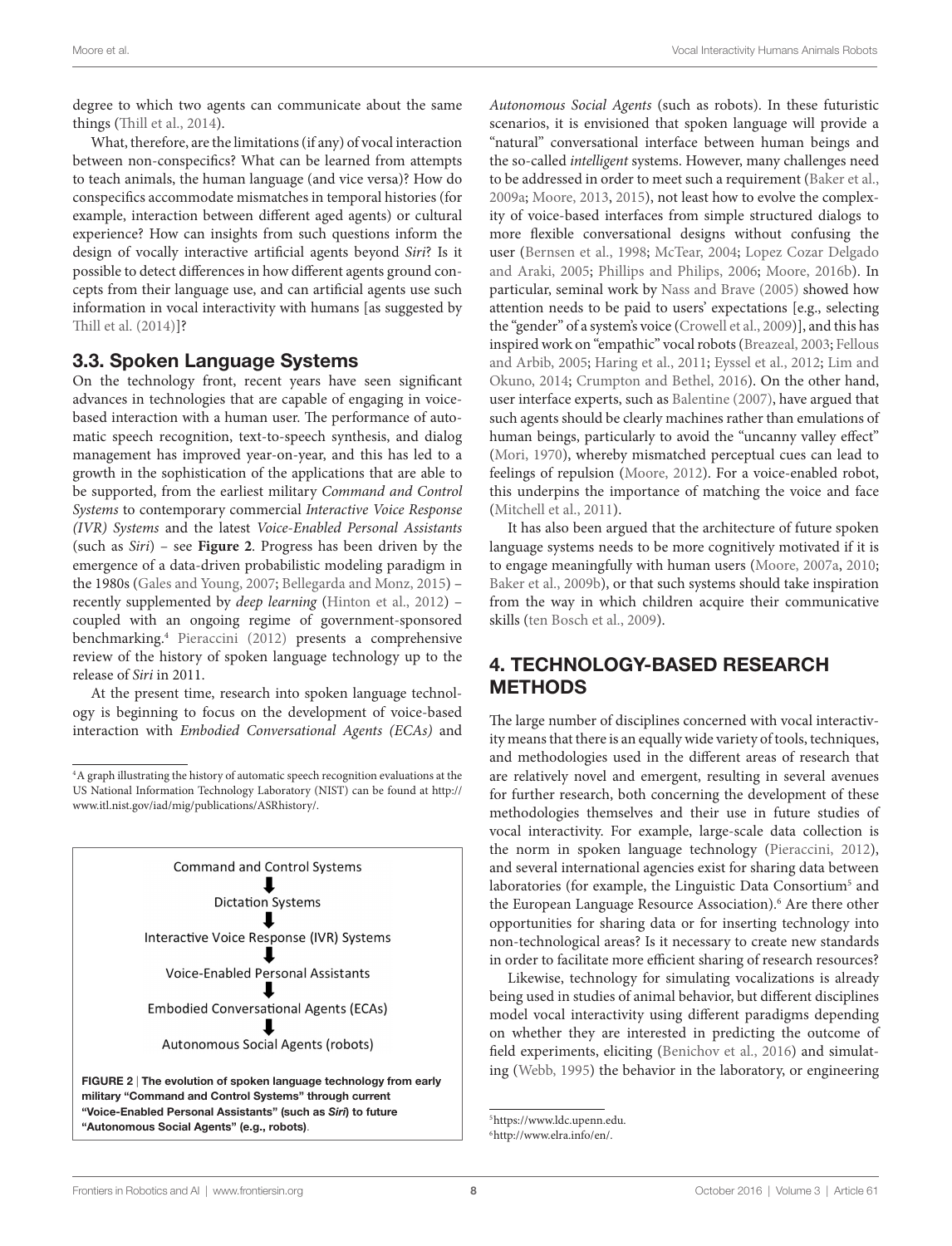degree to which two agents can communicate about the same things (Thill et al., 2014).

What, therefore, are the limitations (if any) of vocal interaction between non-conspecifics? What can be learned from attempts to teach animals, the human language (and vice versa)? How do conspecifics accommodate mismatches in temporal histories (for example, interaction between different aged agents) or cultural experience? How can insights from such questions inform the design of vocally interactive artificial agents beyond *Siri*? Is it possible to detect differences in how different agents ground concepts from their language use, and can artificial agents use such information in vocal interactivity with humans [as suggested by Thill et al. (2014)]?

### 3.3. Spoken Language Systems

On the technology front, recent years have seen significant advances in technologies that are capable of engaging in voice-based interaction with a human user. The performance of automatic speech recognition, text-to-speech synthesis, and dialog management has improved year-on-year, and this has led to a growth in the sophistication of the applications that are able to be supported, from the earliest military *Command and Control Systems* to contemporary commercial *Interactive Voice Response (IVR) Systems* and the latest *Voice-Enabled Personal Assistants* (such as *Siri*) – see **Figure 2**. Progress has been driven by the emergence of a data-driven probabilistic modeling paradigm in the 1980s (Gales and Young, 2007; Bellegarda and Monz, 2015) – recently supplemented by *deep learning* (Hinton et al., 2012) – coupled with an ongoing regime of government-sponsored benchmarking.[4] Pieraccini (2012) presents a comprehensive review of the history of spoken language technology up to the release of *Siri* in 2011.

At the present time, research into spoken language technology is beginning to focus on the development of voice-based interaction with *Embodied Conversational Agents (ECAs)* and *Autonomous Social Agents* (such as robots). In these futuristic scenarios, it is envisioned that spoken language will provide a "natural" conversational interface between human beings and the so-called *intelligent* systems. However, many challenges need to be addressed in order to meet such a requirement (Baker et al., 2009a; Moore, 2013, 2015), not least how to evolve the complexity of voice-based interfaces from simple structured dialogs to more flexible conversational designs without confusing the user (Bernsen et al., 1998; McTear, 2004; Lopez Cozar Delgado and Araki, 2005; Phillips and Philips, 2006; Moore, 2016b). In particular, seminal work by Nass and Brave (2005) showed how attention needs to be paid to users' expectations [e.g., selecting the "gender" of a system's voice (Crowell et al., 2009)], and this has inspired work on "empathic" vocal robots (Breazeal, 2003; Fellous and Arbib, 2005; Haring et al., 2011; Eyssel et al., 2012; Lim and Okuno, 2014; Crumpton and Bethel, 2016). On the other hand, user interface experts, such as Balentine (2007), have argued that such agents should be clearly machines rather than emulations of human beings, particularly to avoid the "uncanny valley effect" (Mori, 1970), whereby mismatched perceptual cues can lead to feelings of repulsion (Moore, 2012). For a voice-enabled robot, this underpins the importance of matching the voice and face (Mitchell et al., 2011).

It has also been argued that the architecture of future spoken language systems needs to be more cognitively motivated if it is to engage meaningfully with human users (Moore, 2007a, 2010; Baker et al., 2009b), or that such systems should take inspiration from the way in which children acquire their communicative skills (ten Bosch et al., 2009).

Command and Control Systems
↓
Dictation Systems
↓
Interactive Voice Response (IVR) Systems
↓
Voice-Enabled Personal Assistants
↓
Embodied Conversational Agents (ECAs)
↓
Autonomous Social Agents (robots)

**FIGURE 2 | The evolution of spoken language technology from early military "Command and Control Systems" through current "Voice-Enabled Personal Assistants" (such as *Siri*) to future "Autonomous Social Agents" (e.g., robots).**

## 4. TECHNOLOGY-BASED RESEARCH METHODS

The large number of disciplines concerned with vocal interactivity means that there is an equally wide variety of tools, techniques, and methodologies used in the different areas of research that are relatively novel and emergent, resulting in several avenues for further research, both concerning the development of these methodologies themselves and their use in future studies of vocal interactivity. For example, large-scale data collection is the norm in spoken language technology (Pieraccini, 2012), and several international agencies exist for sharing data between laboratories (for example, the Linguistic Data Consortium[5] and the European Language Resource Association).[6] Are there other opportunities for sharing data or for inserting technology into non-technological areas? Is it necessary to create new standards in order to facilitate more efficient sharing of research resources?

Likewise, technology for simulating vocalizations is already being used in studies of animal behavior, but different disciplines model vocal interactivity using different paradigms depending on whether they are interested in predicting the outcome of field experiments, eliciting (Benichov et al., 2016) and simulating (Webb, 1995) the behavior in the laboratory, or engineering

[4] A graph illustrating the history of automatic speech recognition evaluations at the US National Information Technology Laboratory (NIST) can be found at http://www.itl.nist.gov/iad/mig/publications/ASRhistory/.

[5] https://www.ldc.upenn.edu.

[6] http://www.elra.info/en/.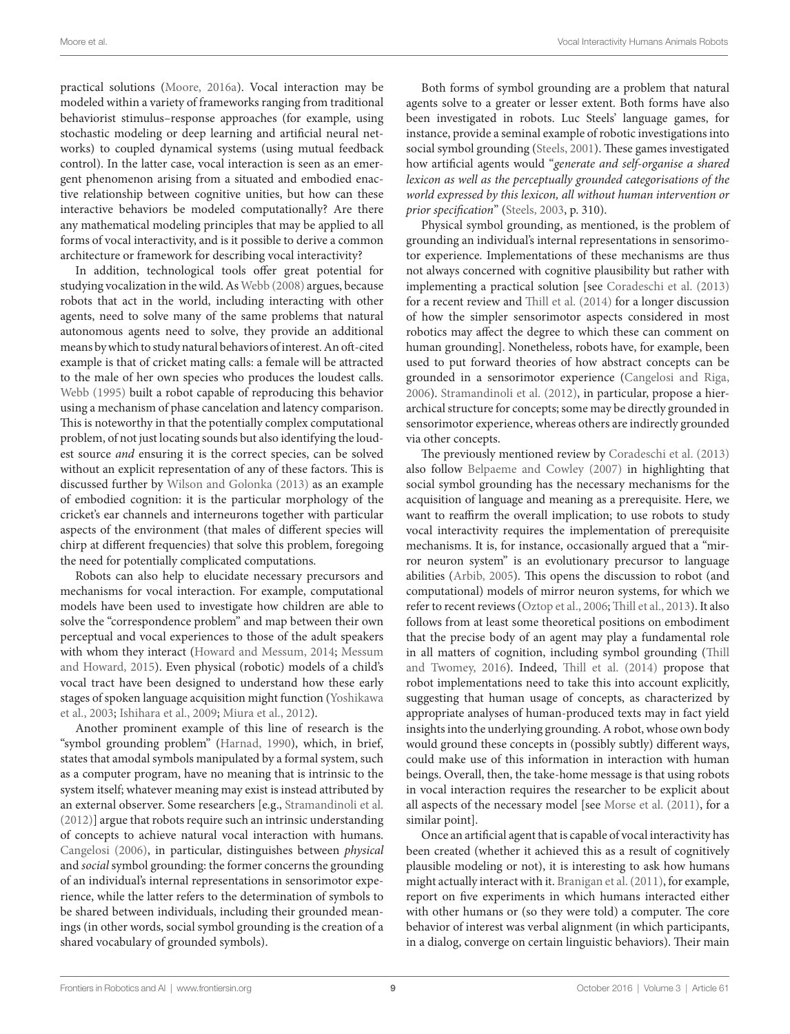practical solutions (Moore, 2016a). Vocal interaction may be modeled within a variety of frameworks ranging from traditional behaviorist stimulus–response approaches (for example, using stochastic modeling or deep learning and artificial neural networks) to coupled dynamical systems (using mutual feedback control). In the latter case, vocal interaction is seen as an emergent phenomenon arising from a situated and embodied enactive relationship between cognitive unities, but how can these interactive behaviors be modeled computationally? Are there any mathematical modeling principles that may be applied to all forms of vocal interactivity, and is it possible to derive a common architecture or framework for describing vocal interactivity?

In addition, technological tools offer great potential for studying vocalization in the wild. As Webb (2008) argues, because robots that act in the world, including interacting with other agents, need to solve many of the same problems that natural autonomous agents need to solve, they provide an additional means by which to study natural behaviors of interest. An oft-cited example is that of cricket mating calls: a female will be attracted to the male of her own species who produces the loudest calls. Webb (1995) built a robot capable of reproducing this behavior using a mechanism of phase cancelation and latency comparison. This is noteworthy in that the potentially complex computational problem, of not just locating sounds but also identifying the loudest source *and* ensuring it is the correct species, can be solved without an explicit representation of any of these factors. This is discussed further by Wilson and Golonka (2013) as an example of embodied cognition: it is the particular morphology of the cricket's ear channels and interneurons together with particular aspects of the environment (that males of different species will chirp at different frequencies) that solve this problem, foregoing the need for potentially complicated computations.

Robots can also help to elucidate necessary precursors and mechanisms for vocal interaction. For example, computational models have been used to investigate how children are able to solve the "correspondence problem" and map between their own perceptual and vocal experiences to those of the adult speakers with whom they interact (Howard and Messum, 2014; Messum and Howard, 2015). Even physical (robotic) models of a child's vocal tract have been designed to understand how these early stages of spoken language acquisition might function (Yoshikawa et al., 2003; Ishihara et al., 2009; Miura et al., 2012).

Another prominent example of this line of research is the "symbol grounding problem" (Harnad, 1990), which, in brief, states that amodal symbols manipulated by a formal system, such as a computer program, have no meaning that is intrinsic to the system itself; whatever meaning may exist is instead attributed by an external observer. Some researchers [e.g., Stramandinoli et al. (2012)] argue that robots require such an intrinsic understanding of concepts to achieve natural vocal interaction with humans. Cangelosi (2006), in particular, distinguishes between *physical* and *social* symbol grounding: the former concerns the grounding of an individual's internal representations in sensorimotor experience, while the latter refers to the determination of symbols to be shared between individuals, including their grounded meanings (in other words, social symbol grounding is the creation of a shared vocabulary of grounded symbols).

Both forms of symbol grounding are a problem that natural agents solve to a greater or lesser extent. Both forms have also been investigated in robots. Luc Steels' language games, for instance, provide a seminal example of robotic investigations into social symbol grounding (Steels, 2001). These games investigated how artificial agents would "*generate and self-organise a shared lexicon as well as the perceptually grounded categorisations of the world expressed by this lexicon, all without human intervention or prior specification*" (Steels, 2003, p. 310).

Physical symbol grounding, as mentioned, is the problem of grounding an individual's internal representations in sensorimotor experience. Implementations of these mechanisms are thus not always concerned with cognitive plausibility but rather with implementing a practical solution [see Coradeschi et al. (2013) for a recent review and Thill et al. (2014) for a longer discussion of how the simpler sensorimotor aspects considered in most robotics may affect the degree to which these can comment on human grounding]. Nonetheless, robots have, for example, been used to put forward theories of how abstract concepts can be grounded in a sensorimotor experience (Cangelosi and Riga, 2006). Stramandinoli et al. (2012), in particular, propose a hierarchical structure for concepts; some may be directly grounded in sensorimotor experience, whereas others are indirectly grounded via other concepts.

The previously mentioned review by Coradeschi et al. (2013) also follow Belpaeme and Cowley (2007) in highlighting that social symbol grounding has the necessary mechanisms for the acquisition of language and meaning as a prerequisite. Here, we want to reaffirm the overall implication; to use robots to study vocal interactivity requires the implementation of prerequisite mechanisms. It is, for instance, occasionally argued that a "mirror neuron system" is an evolutionary precursor to language abilities (Arbib, 2005). This opens the discussion to robot (and computational) models of mirror neuron systems, for which we refer to recent reviews (Oztop et al., 2006; Thill et al., 2013). It also follows from at least some theoretical positions on embodiment that the precise body of an agent may play a fundamental role in all matters of cognition, including symbol grounding (Thill and Twomey, 2016). Indeed, Thill et al. (2014) propose that robot implementations need to take this into account explicitly, suggesting that human usage of concepts, as characterized by appropriate analyses of human-produced texts may in fact yield insights into the underlying grounding. A robot, whose own body would ground these concepts in (possibly subtly) different ways, could make use of this information in interaction with human beings. Overall, then, the take-home message is that using robots in vocal interaction requires the researcher to be explicit about all aspects of the necessary model [see Morse et al. (2011), for a similar point].

Once an artificial agent that is capable of vocal interactivity has been created (whether it achieved this as a result of cognitively plausible modeling or not), it is interesting to ask how humans might actually interact with it. Branigan et al. (2011), for example, report on five experiments in which humans interacted either with other humans or (so they were told) a computer. The core behavior of interest was verbal alignment (in which participants, in a dialog, converge on certain linguistic behaviors). Their main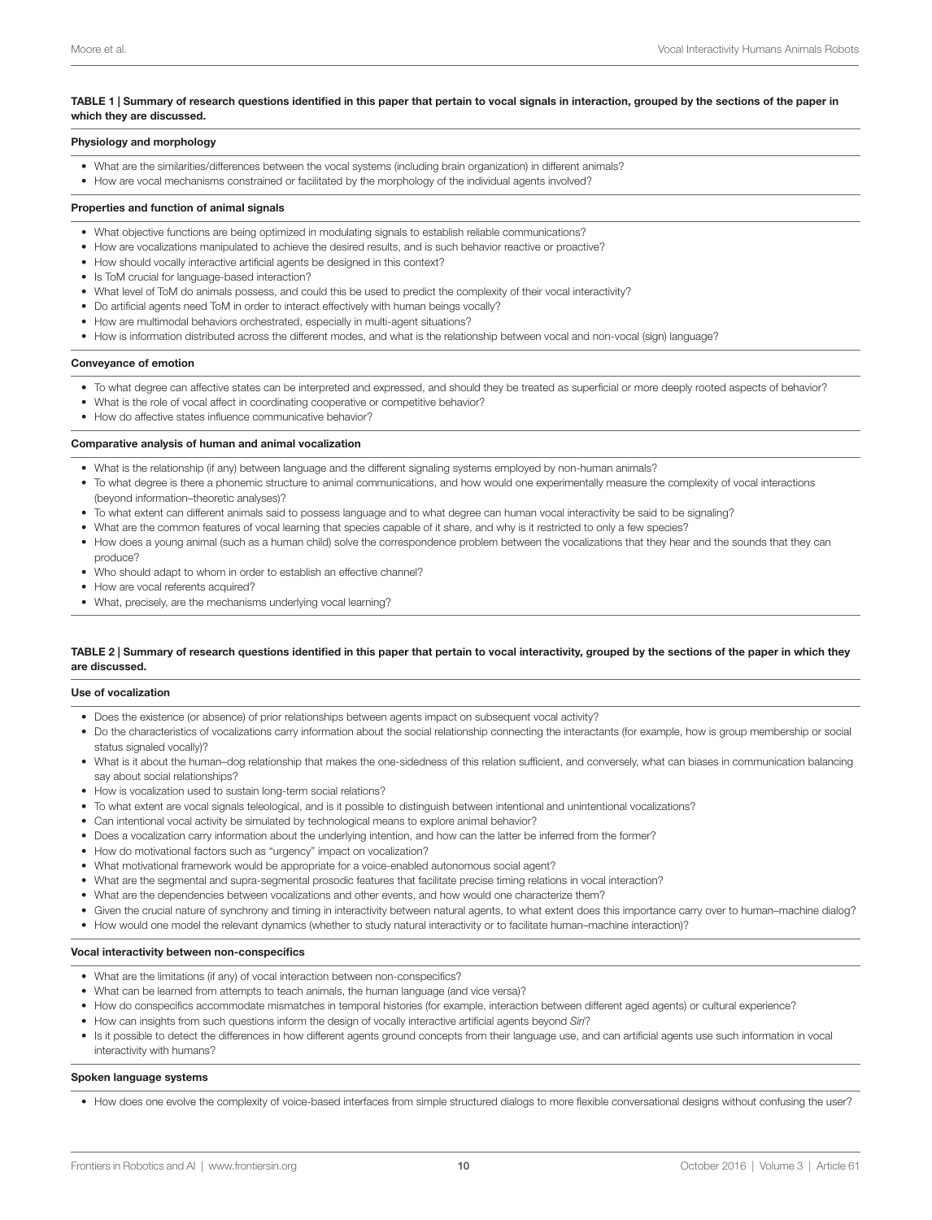**TABLE 1 | Summary of research questions identified in this paper that pertain to vocal signals in interaction, grouped by the sections of the paper in which they are discussed.**

**Physiology and morphology**

- What are the similarities/differences between the vocal systems (including brain organization) in different animals?
- How are vocal mechanisms constrained or facilitated by the morphology of the individual agents involved?

**Properties and function of animal signals**

- What objective functions are being optimized in modulating signals to establish reliable communications?
- How are vocalizations manipulated to achieve the desired results, and is such behavior reactive or proactive?
- How should vocally interactive artificial agents be designed in this context?
- Is ToM crucial for language-based interaction?
- What level of ToM do animals possess, and could this be used to predict the complexity of their vocal interactivity?
- Do artificial agents need ToM in order to interact effectively with human beings vocally?
- How are multimodal behaviors orchestrated, especially in multi-agent situations?
- How is information distributed across the different modes, and what is the relationship between vocal and non-vocal (sign) language?

**Conveyance of emotion**

- To what degree can affective states can be interpreted and expressed, and should they be treated as superficial or more deeply rooted aspects of behavior?
- What is the role of vocal affect in coordinating cooperative or competitive behavior?
- How do affective states influence communicative behavior?

**Comparative analysis of human and animal vocalization**

- What is the relationship (if any) between language and the different signaling systems employed by non-human animals?
- To what degree is there a phonemic structure to animal communications, and how would one experimentally measure the complexity of vocal interactions (beyond information–theoretic analyses)?
- To what extent can different animals said to possess language and to what degree can human vocal interactivity be said to be signaling?
- What are the common features of vocal learning that species capable of it share, and why is it restricted to only a few species?
- How does a young animal (such as a human child) solve the correspondence problem between the vocalizations that they hear and the sounds that they can produce?
- Who should adapt to whom in order to establish an effective channel?
- How are vocal referents acquired?
- What, precisely, are the mechanisms underlying vocal learning?

**TABLE 2 | Summary of research questions identified in this paper that pertain to vocal interactivity, grouped by the sections of the paper in which they are discussed.**

**Use of vocalization**

- Does the existence (or absence) of prior relationships between agents impact on subsequent vocal activity?
- Do the characteristics of vocalizations carry information about the social relationship connecting the interactants (for example, how is group membership or social status signaled vocally)?
- What is it about the human–dog relationship that makes the one-sidedness of this relation sufficient, and conversely, what can biases in communication balancing say about social relationships?
- How is vocalization used to sustain long-term social relations?
- To what extent are vocal signals teleological, and is it possible to distinguish between intentional and unintentional vocalizations?
- Can intentional vocal activity be simulated by technological means to explore animal behavior?
- Does a vocalization carry information about the underlying intention, and how can the latter be inferred from the former?
- How do motivational factors such as "urgency" impact on vocalization?
- What motivational framework would be appropriate for a voice-enabled autonomous social agent?
- What are the segmental and supra-segmental prosodic features that facilitate precise timing relations in vocal interaction?
- What are the dependencies between vocalizations and other events, and how would one characterize them?
- Given the crucial nature of synchrony and timing in interactivity between natural agents, to what extent does this importance carry over to human–machine dialog?
- How would one model the relevant dynamics (whether to study natural interactivity or to facilitate human–machine interaction)?

**Vocal interactivity between non-conspecifics**

- What are the limitations (if any) of vocal interaction between non-conspecifics?
- What can be learned from attempts to teach animals, the human language (and vice versa)?
- How do conspecifics accommodate mismatches in temporal histories (for example, interaction between different aged agents) or cultural experience?
- How can insights from such questions inform the design of vocally interactive artificial agents beyond *Siri*?
- Is it possible to detect the differences in how different agents ground concepts from their language use, and can artificial agents use such information in vocal interactivity with humans?

**Spoken language systems**

- How does one evolve the complexity of voice-based interfaces from simple structured dialogs to more flexible conversational designs without confusing the user?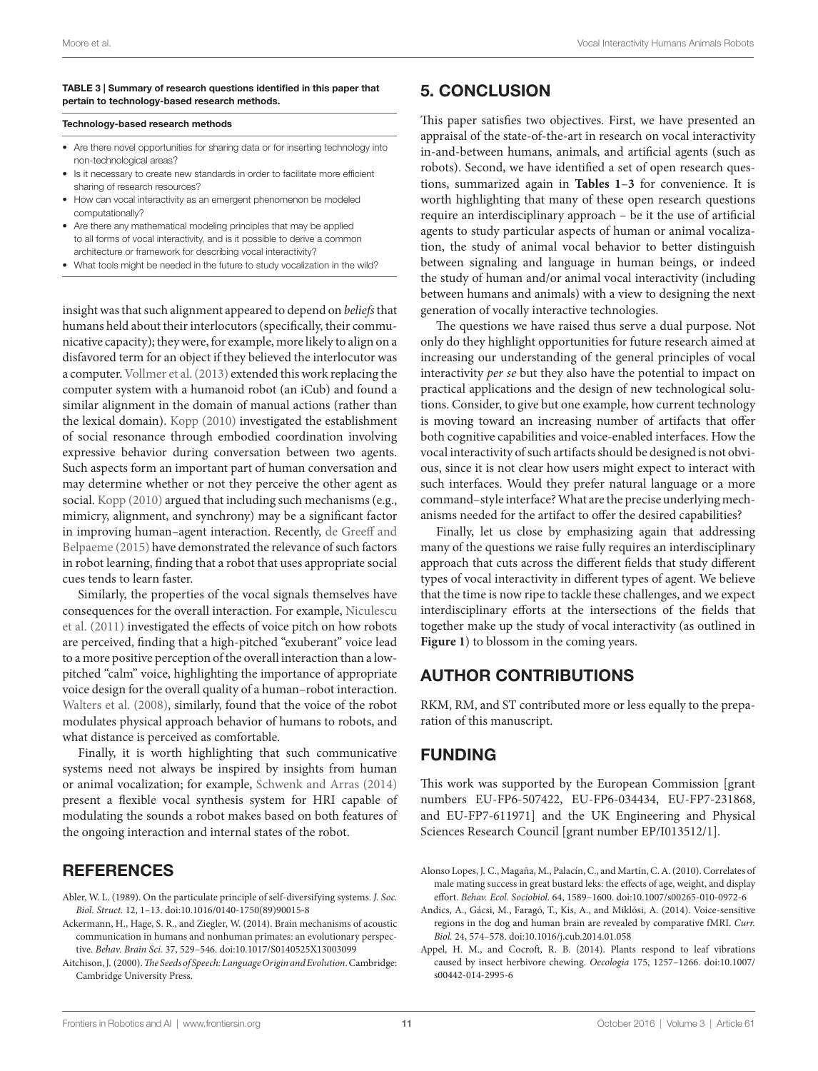**TABLE 3 | Summary of research questions identified in this paper that pertain to technology-based research methods.**

| Technology-based research methods |
|---|
| • Are there novel opportunities for sharing data or for inserting technology into non-technological areas? |
| • Is it necessary to create new standards in order to facilitate more efficient sharing of research resources? |
| • How can vocal interactivity as an emergent phenomenon be modeled computationally? |
| • Are there any mathematical modeling principles that may be applied to all forms of vocal interactivity, and is it possible to derive a common architecture or framework for describing vocal interactivity? |
| • What tools might be needed in the future to study vocalization in the wild? |

insight was that such alignment appeared to depend on *beliefs* that humans held about their interlocutors (specifically, their communicative capacity); they were, for example, more likely to align on a disfavored term for an object if they believed the interlocutor was a computer. Vollmer et al. (2013) extended this work replacing the computer system with a humanoid robot (an iCub) and found a similar alignment in the domain of manual actions (rather than the lexical domain). Kopp (2010) investigated the establishment of social resonance through embodied coordination involving expressive behavior during conversation between two agents. Such aspects form an important part of human conversation and may determine whether or not they perceive the other agent as social. Kopp (2010) argued that including such mechanisms (e.g., mimicry, alignment, and synchrony) may be a significant factor in improving human–agent interaction. Recently, de Greeff and Belpaeme (2015) have demonstrated the relevance of such factors in robot learning, finding that a robot that uses appropriate social cues tends to learn faster.

Similarly, the properties of the vocal signals themselves have consequences for the overall interaction. For example, Niculescu et al. (2011) investigated the effects of voice pitch on how robots are perceived, finding that a high-pitched "exuberant" voice lead to a more positive perception of the overall interaction than a low-pitched "calm" voice, highlighting the importance of appropriate voice design for the overall quality of a human–robot interaction. Walters et al. (2008), similarly, found that the voice of the robot modulates physical approach behavior of humans to robots, and what distance is perceived as comfortable.

Finally, it is worth highlighting that such communicative systems need not always be inspired by insights from human or animal vocalization; for example, Schwenk and Arras (2014) present a flexible vocal synthesis system for HRI capable of modulating the sounds a robot makes based on both features of the ongoing interaction and internal states of the robot.

## 5. CONCLUSION

This paper satisfies two objectives. First, we have presented an appraisal of the state-of-the-art in research on vocal interactivity in-and-between humans, animals, and artificial agents (such as robots). Second, we have identified a set of open research questions, summarized again in **Tables 1**–**3** for convenience. It is worth highlighting that many of these open research questions require an interdisciplinary approach – be it the use of artificial agents to study particular aspects of human or animal vocalization, the study of animal vocal behavior to better distinguish between signaling and language in human beings, or indeed the study of human and/or animal vocal interactivity (including between humans and animals) with a view to designing the next generation of vocally interactive technologies.

The questions we have raised thus serve a dual purpose. Not only do they highlight opportunities for future research aimed at increasing our understanding of the general principles of vocal interactivity *per se* but they also have the potential to impact on practical applications and the design of new technological solutions. Consider, to give but one example, how current technology is moving toward an increasing number of artifacts that offer both cognitive capabilities and voice-enabled interfaces. How the vocal interactivity of such artifacts should be designed is not obvious, since it is not clear how users might expect to interact with such interfaces. Would they prefer natural language or a more command–style interface? What are the precise underlying mechanisms needed for the artifact to offer the desired capabilities?

Finally, let us close by emphasizing again that addressing many of the questions we raise fully requires an interdisciplinary approach that cuts across the different fields that study different types of vocal interactivity in different types of agent. We believe that the time is now ripe to tackle these challenges, and we expect interdisciplinary efforts at the intersections of the fields that together make up the study of vocal interactivity (as outlined in **Figure 1**) to blossom in the coming years.

## AUTHOR CONTRIBUTIONS

RKM, RM, and ST contributed more or less equally to the preparation of this manuscript.

## FUNDING

This work was supported by the European Commission [grant numbers EU-FP6-507422, EU-FP6-034434, EU-FP7-231868, and EU-FP7-611971] and the UK Engineering and Physical Sciences Research Council [grant number EP/I013512/1].

## REFERENCES

Abler, W. L. (1989). On the particulate principle of self-diversifying systems. *J. Soc. Biol. Struct.* 12, 1–13. doi:10.1016/0140-1750(89)90015-8

Ackermann, H., Hage, S. R., and Ziegler, W. (2014). Brain mechanisms of acoustic communication in humans and nonhuman primates: an evolutionary perspective. *Behav. Brain Sci.* 37, 529–546. doi:10.1017/S0140525X13003099

Aitchison, J. (2000). *The Seeds of Speech: Language Origin and Evolution*. Cambridge: Cambridge University Press.

Alonso Lopes, J. C., Magaña, M., Palacín, C., and Martín, C. A. (2010). Correlates of male mating success in great bustard leks: the effects of age, weight, and display effort. *Behav. Ecol. Sociobiol.* 64, 1589–1600. doi:10.1007/s00265-010-0972-6

Andics, A., Gácsi, M., Faragó, T., Kis, A., and Miklósi, A. (2014). Voice-sensitive regions in the dog and human brain are revealed by comparative fMRI. *Curr. Biol.* 24, 574–578. doi:10.1016/j.cub.2014.01.058

Appel, H. M., and Cocroft, R. B. (2014). Plants respond to leaf vibrations caused by insect herbivore chewing. *Oecologia* 175, 1257–1266. doi:10.1007/s00442-014-2995-6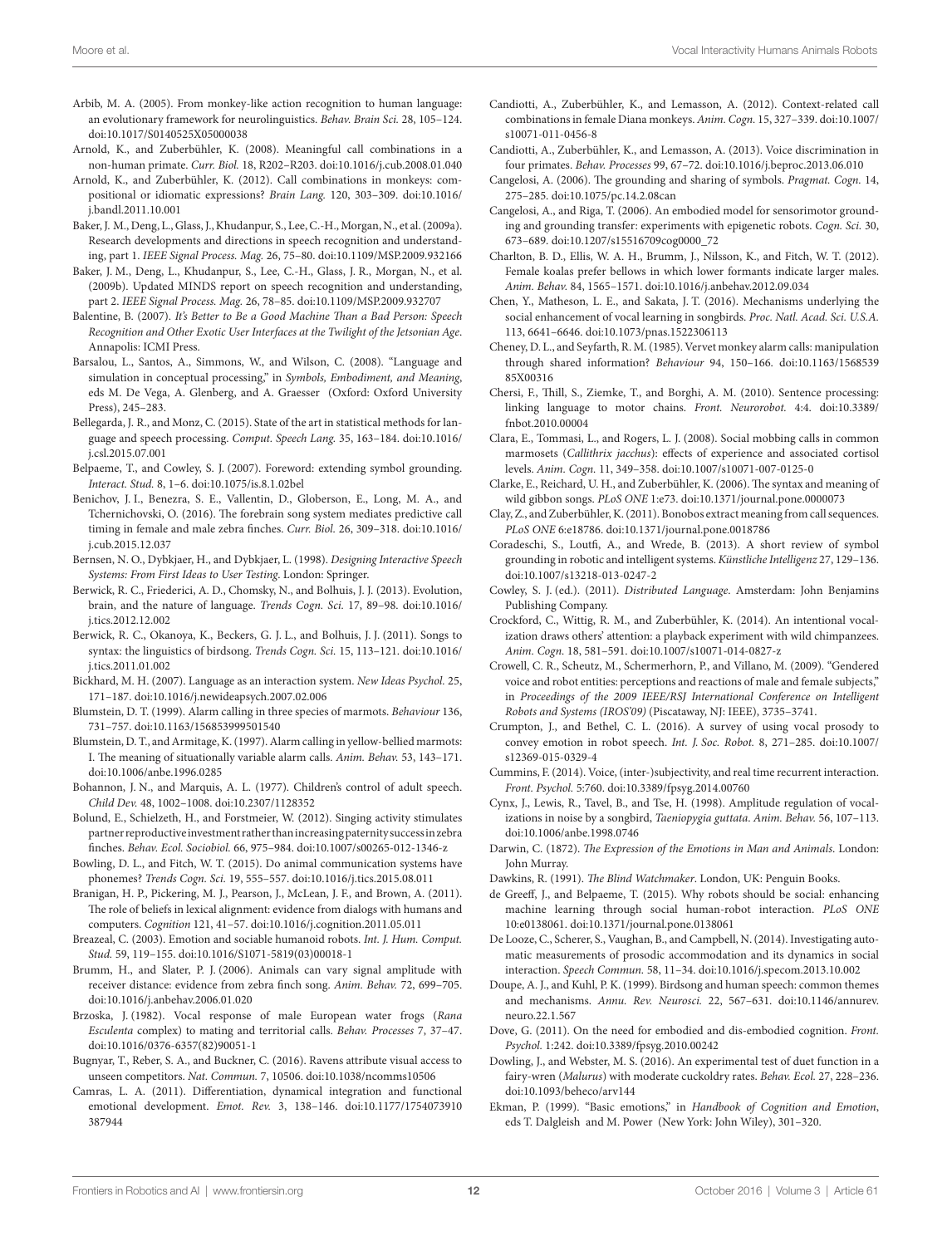Arbib, M. A. (2005). From monkey-like action recognition to human language: an evolutionary framework for neurolinguistics. *Behav. Brain Sci.* 28, 105–124. doi:10.1017/S0140525X05000038

Arnold, K., and Zuberbühler, K. (2008). Meaningful call combinations in a non-human primate. *Curr. Biol.* 18, R202–R203. doi:10.1016/j.cub.2008.01.040

Arnold, K., and Zuberbühler, K. (2012). Call combinations in monkeys: compositional or idiomatic expressions? *Brain Lang.* 120, 303–309. doi:10.1016/j.bandl.2011.10.001

Baker, J. M., Deng, L., Glass, J., Khudanpur, S., Lee, C.-H., Morgan, N., et al. (2009a). Research developments and directions in speech recognition and understanding, part 1. *IEEE Signal Process. Mag.* 26, 75–80. doi:10.1109/MSP.2009.932166

Baker, J. M., Deng, L., Khudanpur, S., Lee, C.-H., Glass, J. R., Morgan, N., et al. (2009b). Updated MINDS report on speech recognition and understanding, part 2. *IEEE Signal Process. Mag.* 26, 78–85. doi:10.1109/MSP.2009.932707

Balentine, B. (2007). *It's Better to Be a Good Machine Than a Bad Person: Speech Recognition and Other Exotic User Interfaces at the Twilight of the Jetsonian Age*. Annapolis: ICMI Press.

Barsalou, L., Santos, A., Simmons, W., and Wilson, C. (2008). "Language and simulation in conceptual processing," in *Symbols, Embodiment, and Meaning*, eds M. De Vega, A. Glenberg, and A. Graesser (Oxford: Oxford University Press), 245–283.

Bellegarda, J. R., and Monz, C. (2015). State of the art in statistical methods for language and speech processing. *Comput. Speech Lang.* 35, 163–184. doi:10.1016/j.csl.2015.07.001

Belpaeme, T., and Cowley, S. J. (2007). Foreword: extending symbol grounding. *Interact. Stud.* 8, 1–6. doi:10.1075/is.8.1.02bel

Benichov, J. I., Benezra, S. E., Vallentin, D., Globerson, E., Long, M. A., and Tchernichovski, O. (2016). The forebrain song system mediates predictive call timing in female and male zebra finches. *Curr. Biol.* 26, 309–318. doi:10.1016/j.cub.2015.12.037

Bernsen, N. O., Dybkjaer, H., and Dybkjaer, L. (1998). *Designing Interactive Speech Systems: From First Ideas to User Testing*. London: Springer.

Berwick, R. C., Friederici, A. D., Chomsky, N., and Bolhuis, J. J. (2013). Evolution, brain, and the nature of language. *Trends Cogn. Sci.* 17, 89–98. doi:10.1016/j.tics.2012.12.002

Berwick, R. C., Okanoya, K., Beckers, G. J. L., and Bolhuis, J. J. (2011). Songs to syntax: the linguistics of birdsong. *Trends Cogn. Sci.* 15, 113–121. doi:10.1016/j.tics.2011.01.002

Bickhard, M. H. (2007). Language as an interaction system. *New Ideas Psychol.* 25, 171–187. doi:10.1016/j.newideapsych.2007.02.006

Blumstein, D. T. (1999). Alarm calling in three species of marmots. *Behaviour* 136, 731–757. doi:10.1163/156853999501540

Blumstein, D. T., and Armitage, K. (1997). Alarm calling in yellow-bellied marmots: I. The meaning of situationally variable alarm calls. *Anim. Behav.* 53, 143–171. doi:10.1006/anbe.1996.0285

Bohannon, J. N., and Marquis, A. L. (1977). Children's control of adult speech. *Child Dev.* 48, 1002–1008. doi:10.2307/1128352

Bolund, E., Schielzeth, H., and Forstmeier, W. (2012). Singing activity stimulates partner reproductive investment rather than increasing paternity success in zebra finches. *Behav. Ecol. Sociobiol.* 66, 975–984. doi:10.1007/s00265-012-1346-z

Bowling, D. L., and Fitch, W. T. (2015). Do animal communication systems have phonemes? *Trends Cogn. Sci.* 19, 555–557. doi:10.1016/j.tics.2015.08.011

Branigan, H. P., Pickering, M. J., Pearson, J., McLean, J. F., and Brown, A. (2011). The role of beliefs in lexical alignment: evidence from dialogs with humans and computers. *Cognition* 121, 41–57. doi:10.1016/j.cognition.2011.05.011

Breazeal, C. (2003). Emotion and sociable humanoid robots. *Int. J. Hum. Comput. Stud.* 59, 119–155. doi:10.1016/S1071-5819(03)00018-1

Brumm, H., and Slater, P. J. (2006). Animals can vary signal amplitude with receiver distance: evidence from zebra finch song. *Anim. Behav.* 72, 699–705. doi:10.1016/j.anbehav.2006.01.020

Brzoska, J. (1982). Vocal response of male European water frogs (*Rana Esculenta* complex) to mating and territorial calls. *Behav. Processes* 7, 37–47. doi:10.1016/0376-6357(82)90051-1

Bugnyar, T., Reber, S. A., and Buckner, C. (2016). Ravens attribute visual access to unseen competitors. *Nat. Commun.* 7, 10506. doi:10.1038/ncomms10506

Camras, L. A. (2011). Differentiation, dynamical integration and functional emotional development. *Emot. Rev.* 3, 138–146. doi:10.1177/1754073910387944

Candiotti, A., Zuberbühler, K., and Lemasson, A. (2012). Context-related call combinations in female Diana monkeys. *Anim. Cogn.* 15, 327–339. doi:10.1007/s10071-011-0456-8

Candiotti, A., Zuberbühler, K., and Lemasson, A. (2013). Voice discrimination in four primates. *Behav. Processes* 99, 67–72. doi:10.1016/j.beproc.2013.06.010

Cangelosi, A. (2006). The grounding and sharing of symbols. *Pragmat. Cogn.* 14, 275–285. doi:10.1075/pc.14.2.08can

Cangelosi, A., and Riga, T. (2006). An embodied model for sensorimotor grounding and grounding transfer: experiments with epigenetic robots. *Cogn. Sci.* 30, 673–689. doi:10.1207/s15516709cog0000_72

Charlton, B. D., Ellis, W. A. H., Brumm, J., Nilsson, K., and Fitch, W. T. (2012). Female koalas prefer bellows in which lower formants indicate larger males. *Anim. Behav.* 84, 1565–1571. doi:10.1016/j.anbehav.2012.09.034

Chen, Y., Matheson, L. E., and Sakata, J. T. (2016). Mechanisms underlying the social enhancement of vocal learning in songbirds. *Proc. Natl. Acad. Sci. U.S.A.* 113, 6641–6646. doi:10.1073/pnas.1522306113

Cheney, D. L., and Seyfarth, R. M. (1985). Vervet monkey alarm calls: manipulation through shared information? *Behaviour* 94, 150–166. doi:10.1163/156853985X00316

Chersi, F., Thill, S., Ziemke, T., and Borghi, A. M. (2010). Sentence processing: linking language to motor chains. *Front. Neurorobot.* 4:4. doi:10.3389/fnbot.2010.00004

Clara, E., Tommasi, L., and Rogers, L. J. (2008). Social mobbing calls in common marmosets (*Callithrix jacchus*): effects of experience and associated cortisol levels. *Anim. Cogn.* 11, 349–358. doi:10.1007/s10071-007-0125-0

Clarke, E., Reichard, U. H., and Zuberbühler, K. (2006). The syntax and meaning of wild gibbon songs. *PLoS ONE* 1:e73. doi:10.1371/journal.pone.0000073

Clay, Z., and Zuberbühler, K. (2011). Bonobos extract meaning from call sequences. *PLoS ONE* 6:e18786. doi:10.1371/journal.pone.0018786

Coradeschi, S., Loutfi, A., and Wrede, B. (2013). A short review of symbol grounding in robotic and intelligent systems. *Künstliche Intelligenz* 27, 129–136. doi:10.1007/s13218-013-0247-2

Cowley, S. J. (ed.). (2011). *Distributed Language*. Amsterdam: John Benjamins Publishing Company.

Crockford, C., Wittig, R. M., and Zuberbühler, K. (2014). An intentional vocalization draws others' attention: a playback experiment with wild chimpanzees. *Anim. Cogn.* 18, 581–591. doi:10.1007/s10071-014-0827-z

Crowell, C. R., Scheutz, M., Schermerhorn, P., and Villano, M. (2009). "Gendered voice and robot entities: perceptions and reactions of male and female subjects," in *Proceedings of the 2009 IEEE/RSJ International Conference on Intelligent Robots and Systems (IROS'09)* (Piscataway, NJ: IEEE), 3735–3741.

Crumpton, J., and Bethel, C. L. (2016). A survey of using vocal prosody to convey emotion in robot speech. *Int. J. Soc. Robot.* 8, 271–285. doi:10.1007/s12369-015-0329-4

Cummins, F. (2014). Voice, (inter-)subjectivity, and real time recurrent interaction. *Front. Psychol.* 5:760. doi:10.3389/fpsyg.2014.00760

Cynx, J., Lewis, R., Tavel, B., and Tse, H. (1998). Amplitude regulation of vocalizations in noise by a songbird, *Taeniopygia guttata*. *Anim. Behav.* 56, 107–113. doi:10.1006/anbe.1998.0746

Darwin, C. (1872). *The Expression of the Emotions in Man and Animals*. London: John Murray.

Dawkins, R. (1991). *The Blind Watchmaker*. London, UK: Penguin Books.

de Greeff, J., and Belpaeme, T. (2015). Why robots should be social: enhancing machine learning through social human-robot interaction. *PLoS ONE* 10:e0138061. doi:10.1371/journal.pone.0138061

De Looze, C., Scherer, S., Vaughan, B., and Campbell, N. (2014). Investigating automatic measurements of prosodic accommodation and its dynamics in social interaction. *Speech Commun.* 58, 11–34. doi:10.1016/j.specom.2013.10.002

Doupe, A. J., and Kuhl, P. K. (1999). Birdsong and human speech: common themes and mechanisms. *Annu. Rev. Neurosci.* 22, 567–631. doi:10.1146/annurev.neuro.22.1.567

Dove, G. (2011). On the need for embodied and dis-embodied cognition. *Front. Psychol.* 1:242. doi:10.3389/fpsyg.2010.00242

Dowling, J., and Webster, M. S. (2016). An experimental test of duet function in a fairy-wren (*Malurus*) with moderate cuckoldry rates. *Behav. Ecol.* 27, 228–236. doi:10.1093/beheco/arv144

Ekman, P. (1999). "Basic emotions," in *Handbook of Cognition and Emotion*, eds T. Dalgleish and M. Power (New York: John Wiley), 301–320.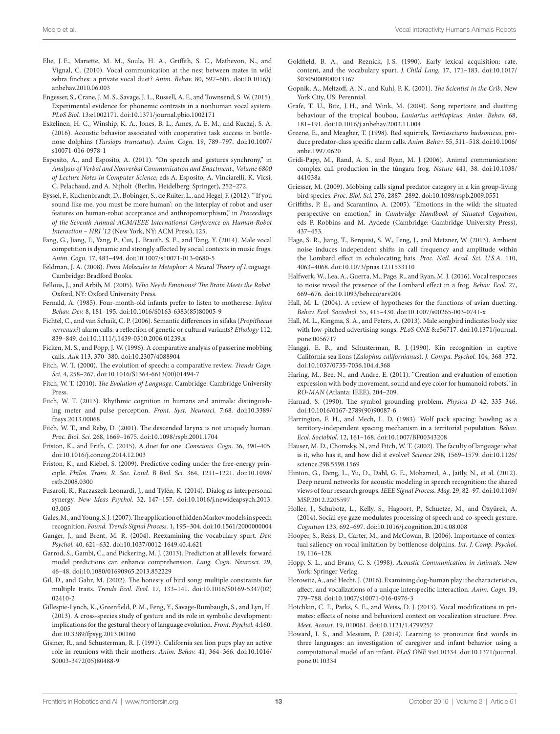Elie, J. E., Mariette, M. M., Soula, H. A., Griffith, S. C., Mathevon, N., and Vignal, C. (2010). Vocal communication at the nest between mates in wild zebra finches: a private vocal duet? *Anim. Behav.* 80, 597–605. doi:10.1016/j.anbehav.2010.06.003

Engesser, S., Crane, J. M. S., Savage, J. L., Russell, A. F., and Townsend, S. W. (2015). Experimental evidence for phonemic contrasts in a nonhuman vocal system. *PLoS Biol.* 13:e1002171. doi:10.1371/journal.pbio.1002171

Eskelinen, H. C., Winship, K. A., Jones, B. L., Ames, A. E. M., and Kuczaj, S. A. (2016). Acoustic behavior associated with cooperative task success in bottlenose dolphins (*Tursiops truncatus*). *Anim. Cogn.* 19, 789–797. doi:10.1007/s10071-016-0978-1

Esposito, A., and Esposito, A. (2011). "On speech and gestures synchrony," in *Analysis of Verbal and Nonverbal Communication and Enactment., Volume 6800 of Lecture Notes in Computer Science*, eds A. Esposito, A. Vinciarelli, K. Vicsi, C. Pelachaud, and A. Nijholt (Berlin, Heidelberg: Springer), 252–272.

Eyssel, F., Kuchenbrandt, D., Bobinger, S., de Ruiter, L., and Hegel, F. (2012). "'If you sound like me, you must be more human': on the interplay of robot and user features on human-robot acceptance and anthropomorphism," in *Proceedings of the Seventh Annual ACM/IEEE International Conference on Human-Robot Interaction – HRI '12* (New York, NY: ACM Press), 125.

Fang, G., Jiang, F., Yang, P., Cui, J., Brauth, S. E., and Tang, Y. (2014). Male vocal competition is dynamic and strongly affected by social contexts in music frogs. *Anim. Cogn.* 17, 483–494. doi:10.1007/s10071-013-0680-5

Feldman, J. A. (2008). *From Molecules to Metaphor: A Neural Theory of Language*. Cambridge: Bradford Books.

Fellous, J., and Arbib, M. (2005). *Who Needs Emotions? The Brain Meets the Robot*. Oxford, NY: Oxford University Press.

Fernald, A. (1985). Four-month-old infants prefer to listen to motherese. *Infant Behav. Dev.* 8, 181–195. doi:10.1016/S0163-6383(85)80005-9

Fichtel, C., and van Schaik, C. P. (2006). Semantic differences in sifaka (*Propithecus verreauxi*) alarm calls: a reflection of genetic or cultural variants? *Ethology* 112, 839–849. doi:10.1111/j.1439-0310.2006.01239.x

Ficken, M. S., and Popp, J. W. (1996). A comparative analysis of passerine mobbing calls. *Auk* 113, 370–380. doi:10.2307/4088904

Fitch, W. T. (2000). The evolution of speech: a comparative review. *Trends Cogn. Sci.* 4, 258–267. doi:10.1016/S1364-6613(00)01494-7

Fitch, W. T. (2010). *The Evolution of Language*. Cambridge: Cambridge University Press.

Fitch, W. T. (2013). Rhythmic cognition in humans and animals: distinguishing meter and pulse perception. *Front. Syst. Neurosci.* 7:68. doi:10.3389/fnsys.2013.00068

Fitch, W. T., and Reby, D. (2001). The descended larynx is not uniquely human. *Proc. Biol. Sci.* 268, 1669–1675. doi:10.1098/rspb.2001.1704

Friston, K., and Frith, C. (2015). A duet for one. *Conscious. Cogn.* 36, 390–405. doi:10.1016/j.concog.2014.12.003

Friston, K., and Kiebel, S. (2009). Predictive coding under the free-energy principle. *Philos. Trans. R. Soc. Lond. B Biol. Sci.* 364, 1211–1221. doi:10.1098/rstb.2008.0300

Fusaroli, R., Raczaszek-Leonardi, J., and Tylén, K. (2014). Dialog as interpersonal synergy. *New Ideas Psychol.* 32, 147–157. doi:10.1016/j.newideapsych.2013.03.005

Gales, M., and Young, S. J. (2007). The application of hidden Markov models in speech recognition. *Found. Trends Signal Process.* 1, 195–304. doi:10.1561/2000000004

Ganger, J., and Brent, M. R. (2004). Reexamining the vocabulary spurt. *Dev. Psychol.* 40, 621–632. doi:10.1037/0012-1649.40.4.621

Garrod, S., Gambi, C., and Pickering, M. J. (2013). Prediction at all levels: forward model predictions can enhance comprehension. *Lang. Cogn. Neurosci.* 29, 46–48. doi:10.1080/01690965.2013.852229

Gil, D., and Gahr, M. (2002). The honesty of bird song: multiple constraints for multiple traits. *Trends Ecol. Evol.* 17, 133–141. doi:10.1016/S0169-5347(02)02410-2

Gillespie-Lynch, K., Greenfield, P. M., Feng, Y., Savage-Rumbaugh, S., and Lyn, H. (2013). A cross-species study of gesture and its role in symbolic development: implications for the gestural theory of language evolution. *Front. Psychol.* 4:160. doi:10.3389/fpsyg.2013.00160

Gisiner, R., and Schusterman, R. J. (1991). California sea lion pups play an active role in reunions with their mothers. *Anim. Behav.* 41, 364–366. doi:10.1016/S0003-3472(05)80488-9

Goldfield, B. A., and Reznick, J. S. (1990). Early lexical acquisition: rate, content, and the vocabulary spurt. *J. Child Lang.* 17, 171–183. doi:10.1017/S0305000900013167

Gopnik, A., Meltzoff, A. N., and Kuhl, P. K. (2001). *The Scientist in the Crib*. New York City, US: Perennial.

Grafe, T. U., Bitz, J. H., and Wink, M. (2004). Song repertoire and duetting behaviour of the tropical boubou, *Laniarius aethiopicus*. *Anim. Behav.* 68, 181–191. doi:10.1016/j.anbehav.2003.11.004

Greene, E., and Meagher, T. (1998). Red squirrels, *Tamiasciurus hudsonicus*, produce predator-class specific alarm calls. *Anim. Behav.* 55, 511–518. doi:10.1006/anbe.1997.0620

Gridi-Papp, M., Rand, A. S., and Ryan, M. J. (2006). Animal communication: complex call production in the túngara frog. *Nature* 441, 38. doi:10.1038/441038a

Griesser, M. (2009). Mobbing calls signal predator category in a kin group-living bird species. *Proc. Biol. Sci.* 276, 2887–2892. doi:10.1098/rspb.2009.0551

Griffiths, P. E., and Scarantino, A. (2005). "Emotions in the wild: the situated perspective on emotion," in *Cambridge Handbook of Situated Cognition*, eds P. Robbins and M. Aydede (Cambridge: Cambridge University Press), 437–453.

Hage, S. R., Jiang, T., Berquist, S. W., Feng, J., and Metzner, W. (2013). Ambient noise induces independent shifts in call frequency and amplitude within the Lombard effect in echolocating bats. *Proc. Natl. Acad. Sci. U.S.A.* 110, 4063–4068. doi:10.1073/pnas.1211533110

Halfwerk, W., Lea, A., Guerra, M., Page, R., and Ryan, M. J. (2016). Vocal responses to noise reveal the presence of the Lombard effect in a frog. *Behav. Ecol.* 27, 669–676. doi:10.1093/beheco/arv204

Hall, M. L. (2004). A review of hypotheses for the functions of avian duetting. *Behav. Ecol. Sociobiol.* 55, 415–430. doi:10.1007/s00265-003-0741-x

Hall, M. L., Kingma, S. A., and Peters, A. (2013). Male songbird indicates body size with low-pitched advertising songs. *PLoS ONE* 8:e56717. doi:10.1371/journal.pone.0056717

Hanggi, E. B., and Schusterman, R. J. (1990). Kin recognition in captive California sea lions (*Zalophus californianus*). *J. Compa. Psychol.* 104, 368–372. doi:10.1037/0735-7036.104.4.368

Haring, M., Bee, N., and Andre, E. (2011). "Creation and evaluation of emotion expression with body movement, sound and eye color for humanoid robots," in *RO-MAN* (Atlanta: IEEE), 204–209.

Harnad, S. (1990). The symbol grounding problem. *Physica D* 42, 335–346. doi:10.1016/0167-2789(90)90087-6

Harrington, F. H., and Mech, L. D. (1983). Wolf pack spacing: howling as a territory-independent spacing mechanism in a territorial population. *Behav. Ecol. Sociobiol.* 12, 161–168. doi:10.1007/BF00343208

Hauser, M. D., Chomsky, N., and Fitch, W. T. (2002). The faculty of language: what is it, who has it, and how did it evolve? *Science* 298, 1569–1579. doi:10.1126/science.298.5598.1569

Hinton, G., Deng, L., Yu, D., Dahl, G. E., Mohamed, A., Jaitly, N., et al. (2012). Deep neural networks for acoustic modeling in speech recognition: the shared views of four research groups. *IEEE Signal Process. Mag.* 29, 82–97. doi:10.1109/MSP.2012.2205597

Holler, J., Schubotz, L., Kelly, S., Hagoort, P., Schuetze, M., and Özyürek, A. (2014). Social eye gaze modulates processing of speech and co-speech gesture. *Cognition* 133, 692–697. doi:10.1016/j.cognition.2014.08.008

Hooper, S., Reiss, D., Carter, M., and McCowan, B. (2006). Importance of contextual saliency on vocal imitation by bottlenose dolphins. *Int. J. Comp. Psychol.* 19, 116–128.

Hopp, S. L., and Evans, C. S. (1998). *Acoustic Communication in Animals*. New York: Springer Verlag.

Horowitz, A., and Hecht, J. (2016). Examining dog-human play: the characteristics, affect, and vocalizations of a unique interspecific interaction. *Anim. Cogn.* 19, 779–788. doi:10.1007/s10071-016-0976-3

Hotchkin, C. F., Parks, S. E., and Weiss, D. J. (2013). Vocal modifications in primates: effects of noise and behavioral context on vocalization structure. *Proc. Meet. Acoust.* 19, 010061. doi:10.1121/1.4799257

Howard, I. S., and Messum, P. (2014). Learning to pronounce first words in three languages: an investigation of caregiver and infant behavior using a computational model of an infant. *PLoS ONE* 9:e110334. doi:10.1371/journal.pone.0110334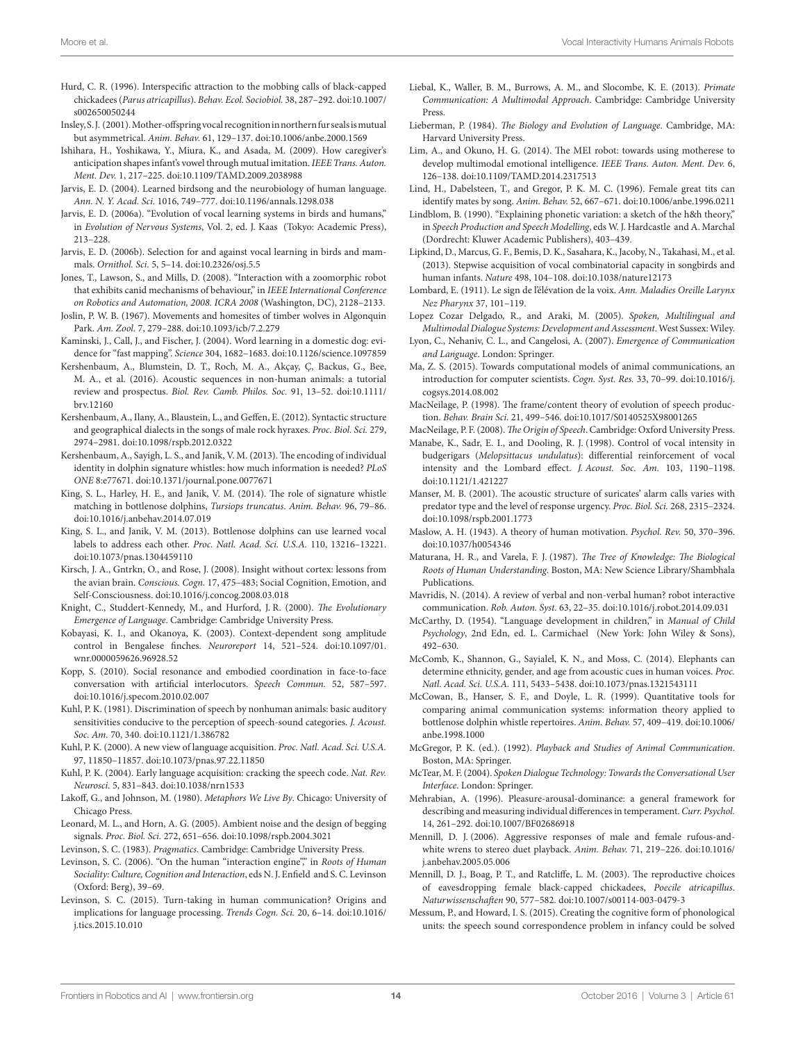Hurd, C. R. (1996). Interspecific attraction to the mobbing calls of black-capped chickadees (*Parus atricapillus*). *Behav. Ecol. Sociobiol.* 38, 287–292. doi:10.1007/s002650050244

Insley, S. J. (2001). Mother-offspring vocal recognition in northern fur seals is mutual but asymmetrical. *Anim. Behav.* 61, 129–137. doi:10.1006/anbe.2000.1569

Ishihara, H., Yoshikawa, Y., Miura, K., and Asada, M. (2009). How caregiver's anticipation shapes infant's vowel through mutual imitation. *IEEE Trans. Auton. Ment. Dev.* 1, 217–225. doi:10.1109/TAMD.2009.2038988

Jarvis, E. D. (2004). Learned birdsong and the neurobiology of human language. *Ann. N. Y. Acad. Sci.* 1016, 749–777. doi:10.1196/annals.1298.038

Jarvis, E. D. (2006a). "Evolution of vocal learning systems in birds and humans," in *Evolution of Nervous Systems*, Vol. 2, ed. J. Kaas (Tokyo: Academic Press), 213–228.

Jarvis, E. D. (2006b). Selection for and against vocal learning in birds and mammals. *Ornithol. Sci.* 5, 5–14. doi:10.2326/osj.5.5

Jones, T., Lawson, S., and Mills, D. (2008). "Interaction with a zoomorphic robot that exhibits canid mechanisms of behaviour," in *IEEE International Conference on Robotics and Automation, 2008. ICRA 2008* (Washington, DC), 2128–2133.

Joslin, P. W. B. (1967). Movements and homesites of timber wolves in Algonquin Park. *Am. Zool.* 7, 279–288. doi:10.1093/icb/7.2.279

Kaminski, J., Call, J., and Fischer, J. (2004). Word learning in a domestic dog: evidence for "fast mapping". *Science* 304, 1682–1683. doi:10.1126/science.1097859

Kershenbaum, A., Blumstein, D. T., Roch, M. A., Akçay, Ç, Backus, G., Bee, M. A., et al. (2016). Acoustic sequences in non-human animals: a tutorial review and prospectus. *Biol. Rev. Camb. Philos. Soc.* 91, 13–52. doi:10.1111/brv.12160

Kershenbaum, A., Ilany, A., Blaustein, L., and Geffen, E. (2012). Syntactic structure and geographical dialects in the songs of male rock hyraxes. *Proc. Biol. Sci.* 279, 2974–2981. doi:10.1098/rspb.2012.0322

Kershenbaum, A., Sayigh, L. S., and Janik, V. M. (2013). The encoding of individual identity in dolphin signature whistles: how much information is needed? *PLoS ONE* 8:e77671. doi:10.1371/journal.pone.0077671

King, S. L., Harley, H. E., and Janik, V. M. (2014). The role of signature whistle matching in bottlenose dolphins, *Tursiops truncatus*. *Anim. Behav.* 96, 79–86. doi:10.1016/j.anbehav.2014.07.019

King, S. L., and Janik, V. M. (2013). Bottlenose dolphins can use learned vocal labels to address each other. *Proc. Natl. Acad. Sci. U.S.A.* 110, 13216–13221. doi:10.1073/pnas.1304459110

Kirsch, J. A., Gntrkn, O., and Rose, J. (2008). Insight without cortex: lessons from the avian brain. *Conscious. Cogn.* 17, 475–483; Social Cognition, Emotion, and Self-Consciousness. doi:10.1016/j.concog.2008.03.018

Knight, C., Studdert-Kennedy, M., and Hurford, J. R. (2000). *The Evolutionary Emergence of Language*. Cambridge: Cambridge University Press.

Kobayasi, K. I., and Okanoya, K. (2003). Context-dependent song amplitude control in Bengalese finches. *Neuroreport* 14, 521–524. doi:10.1097/01.wnr.0000059626.96928.52

Kopp, S. (2010). Social resonance and embodied coordination in face-to-face conversation with artificial interlocutors. *Speech Commun.* 52, 587–597. doi:10.1016/j.specom.2010.02.007

Kuhl, P. K. (1981). Discrimination of speech by nonhuman animals: basic auditory sensitivities conducive to the perception of speech-sound categories. *J. Acoust. Soc. Am.* 70, 340. doi:10.1121/1.386782

Kuhl, P. K. (2000). A new view of language acquisition. *Proc. Natl. Acad. Sci. U.S.A.* 97, 11850–11857. doi:10.1073/pnas.97.22.11850

Kuhl, P. K. (2004). Early language acquisition: cracking the speech code. *Nat. Rev. Neurosci.* 5, 831–843. doi:10.1038/nrn1533

Lakoff, G., and Johnson, M. (1980). *Metaphors We Live By*. Chicago: University of Chicago Press.

Leonard, M. L., and Horn, A. G. (2005). Ambient noise and the design of begging signals. *Proc. Biol. Sci.* 272, 651–656. doi:10.1098/rspb.2004.3021

Levinson, S. C. (1983). *Pragmatics*. Cambridge: Cambridge University Press.

Levinson, S. C. (2006). "On the human "interaction engine"," in *Roots of Human Sociality: Culture, Cognition and Interaction*, eds N. J. Enfield and S. C. Levinson (Oxford: Berg), 39–69.

Levinson, S. C. (2015). Turn-taking in human communication? Origins and implications for language processing. *Trends Cogn. Sci.* 20, 6–14. doi:10.1016/j.tics.2015.10.010

Liebal, K., Waller, B. M., Burrows, A. M., and Slocombe, K. E. (2013). *Primate Communication: A Multimodal Approach*. Cambridge: Cambridge University Press.

Lieberman, P. (1984). *The Biology and Evolution of Language*. Cambridge, MA: Harvard University Press.

Lim, A., and Okuno, H. G. (2014). The MEI robot: towards using motherese to develop multimodal emotional intelligence. *IEEE Trans. Auton. Ment. Dev.* 6, 126–138. doi:10.1109/TAMD.2014.2317513

Lind, H., Dabelsteen, T., and Gregor, P. K. M. C. (1996). Female great tits can identify mates by song. *Anim. Behav.* 52, 667–671. doi:10.1006/anbe.1996.0211

Lindblom, B. (1990). "Explaining phonetic variation: a sketch of the h&h theory," in *Speech Production and Speech Modelling*, eds W. J. Hardcastle and A. Marchal (Dordrecht: Kluwer Academic Publishers), 403–439.

Lipkind, D., Marcus, G. F., Bemis, D. K., Sasahara, K., Jacoby, N., Takahasi, M., et al. (2013). Stepwise acquisition of vocal combinatorial capacity in songbirds and human infants. *Nature* 498, 104–108. doi:10.1038/nature12173

Lombard, E. (1911). Le sign de l'élévation de la voix. *Ann. Maladies Oreille Larynx Nez Pharynx* 37, 101–119.

Lopez Cozar Delgado, R., and Araki, M. (2005). *Spoken, Multilingual and Multimodal Dialogue Systems: Development and Assessment*. West Sussex: Wiley.

Lyon, C., Nehaniv, C. L., and Cangelosi, A. (2007). *Emergence of Communication and Language*. London: Springer.

Ma, Z. S. (2015). Towards computational models of animal communications, an introduction for computer scientists. *Cogn. Syst. Res.* 33, 70–99. doi:10.1016/j.cogsys.2014.08.002

MacNeilage, P. (1998). The frame/content theory of evolution of speech production. *Behav. Brain Sci.* 21, 499–546. doi:10.1017/S0140525X98001265

MacNeilage, P. F. (2008). *The Origin of Speech*. Cambridge: Oxford University Press.

Manabe, K., Sadr, E. I., and Dooling, R. J. (1998). Control of vocal intensity in budgerigars (*Melopsittacus undulatus*): differential reinforcement of vocal intensity and the Lombard effect. *J. Acoust. Soc. Am.* 103, 1190–1198. doi:10.1121/1.421227

Manser, M. B. (2001). The acoustic structure of suricates' alarm calls varies with predator type and the level of response urgency. *Proc. Biol. Sci.* 268, 2315–2324. doi:10.1098/rspb.2001.1773

Maslow, A. H. (1943). A theory of human motivation. *Psychol. Rev.* 50, 370–396. doi:10.1037/h0054346

Maturana, H. R., and Varela, F. J. (1987). *The Tree of Knowledge: The Biological Roots of Human Understanding*. Boston, MA: New Science Library/Shambhala Publications.

Mavridis, N. (2014). A review of verbal and non-verbal human? robot interactive communication. *Rob. Auton. Syst.* 63, 22–35. doi:10.1016/j.robot.2014.09.031

McCarthy, D. (1954). "Language development in children," in *Manual of Child Psychology*, 2nd Edn, ed. L. Carmichael (New York: John Wiley & Sons), 492–630.

McComb, K., Shannon, G., Sayialel, K. N., and Moss, C. (2014). Elephants can determine ethnicity, gender, and age from acoustic cues in human voices. *Proc. Natl. Acad. Sci. U.S.A.* 111, 5433–5438. doi:10.1073/pnas.1321543111

McCowan, B., Hanser, S. F., and Doyle, L. R. (1999). Quantitative tools for comparing animal communication systems: information theory applied to bottlenose dolphin whistle repertoires. *Anim. Behav.* 57, 409–419. doi:10.1006/anbe.1998.1000

McGregor, P. K. (ed.). (1992). *Playback and Studies of Animal Communication*. Boston, MA: Springer.

McTear, M. F. (2004). *Spoken Dialogue Technology: Towards the Conversational User Interface*. London: Springer.

Mehrabian, A. (1996). Pleasure-arousal-dominance: a general framework for describing and measuring individual differences in temperament. *Curr. Psychol.* 14, 261–292. doi:10.1007/BF02686918

Mennill, D. J. (2006). Aggressive responses of male and female rufous-and-white wrens to stereo duet playback. *Anim. Behav.* 71, 219–226. doi:10.1016/j.anbehav.2005.05.006

Mennill, D. J., Boag, P. T., and Ratcliffe, L. M. (2003). The reproductive choices of eavesdropping female black-capped chickadees, *Poecile atricapillus*. *Naturwissenschaften* 90, 577–582. doi:10.1007/s00114-003-0479-3

Messum, P., and Howard, I. S. (2015). Creating the cognitive form of phonological units: the speech sound correspondence problem in infancy could be solved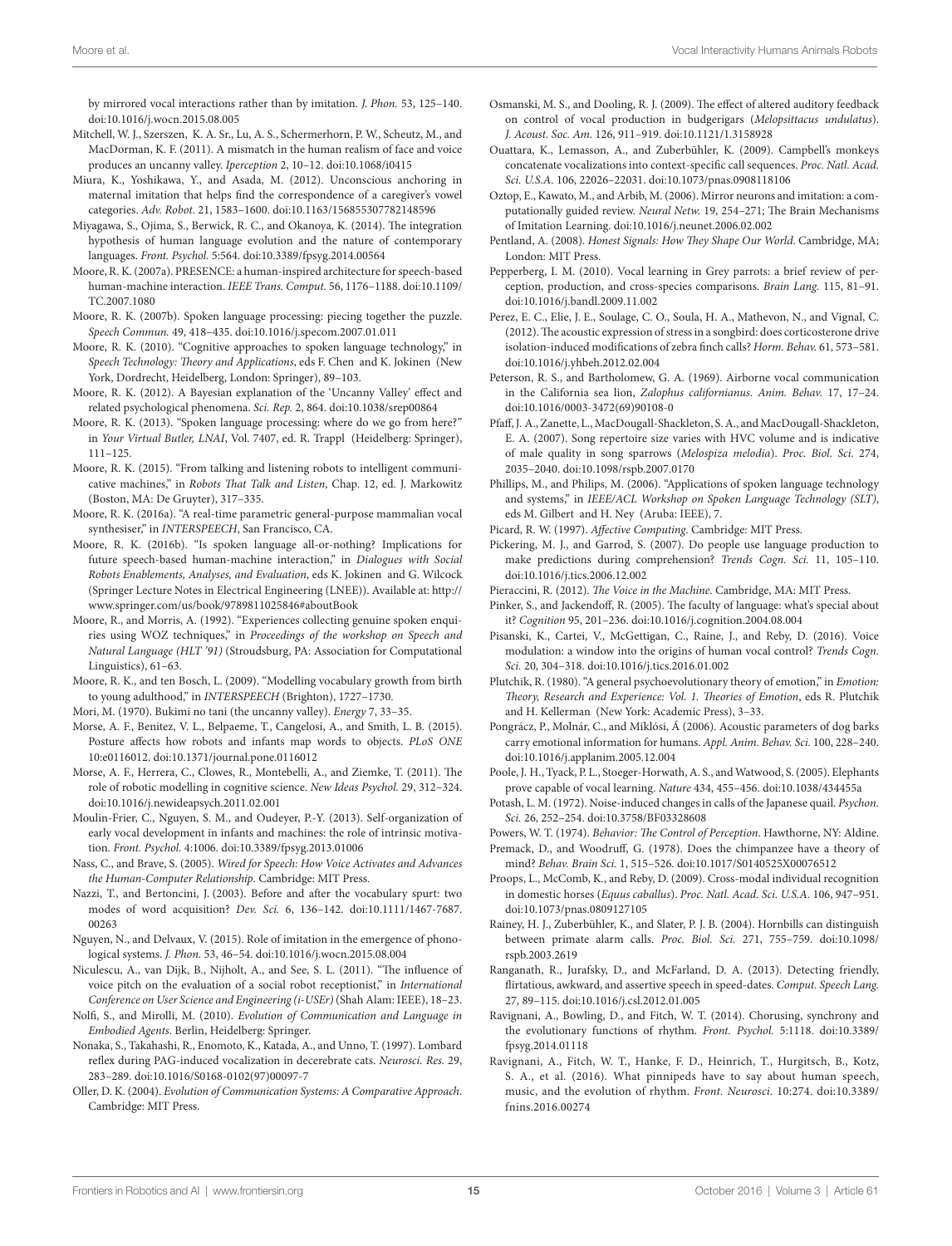by mirrored vocal interactions rather than by imitation. *J. Phon.* 53, 125–140. doi:10.1016/j.wocn.2015.08.005

Mitchell, W. J., Szerszen, K. A. Sr., Lu, A. S., Schermerhorn, P. W., Scheutz, M., and MacDorman, K. F. (2011). A mismatch in the human realism of face and voice produces an uncanny valley. *Iperception* 2, 10–12. doi:10.1068/i0415

Miura, K., Yoshikawa, Y., and Asada, M. (2012). Unconscious anchoring in maternal imitation that helps find the correspondence of a caregiver's vowel categories. *Adv. Robot.* 21, 1583–1600. doi:10.1163/156855307782148596

Miyagawa, S., Ojima, S., Berwick, R. C., and Okanoya, K. (2014). The integration hypothesis of human language evolution and the nature of contemporary languages. *Front. Psychol.* 5:564. doi:10.3389/fpsyg.2014.00564

Moore, R. K. (2007a). PRESENCE: a human-inspired architecture for speech-based human-machine interaction. *IEEE Trans. Comput.* 56, 1176–1188. doi:10.1109/TC.2007.1080

Moore, R. K. (2007b). Spoken language processing: piecing together the puzzle. *Speech Commun.* 49, 418–435. doi:10.1016/j.specom.2007.01.011

Moore, R. K. (2010). "Cognitive approaches to spoken language technology," in *Speech Technology: Theory and Applications*, eds F. Chen and K. Jokinen (New York, Dordrecht, Heidelberg, London: Springer), 89–103.

Moore, R. K. (2012). A Bayesian explanation of the 'Uncanny Valley' effect and related psychological phenomena. *Sci. Rep.* 2, 864. doi:10.1038/srep00864

Moore, R. K. (2013). "Spoken language processing: where do we go from here?" in *Your Virtual Butler, LNAI*, Vol. 7407, ed. R. Trappl (Heidelberg: Springer), 111–125.

Moore, R. K. (2015). "From talking and listening robots to intelligent communicative machines," in *Robots That Talk and Listen*, Chap. 12, ed. J. Markowitz (Boston, MA: De Gruyter), 317–335.

Moore, R. K. (2016a). "A real-time parametric general-purpose mammalian vocal synthesiser," in *INTERSPEECH*, San Francisco, CA.

Moore, R. K. (2016b). "Is spoken language all-or-nothing? Implications for future speech-based human-machine interaction," in *Dialogues with Social Robots Enablements, Analyses, and Evaluation*, eds K. Jokinen and G. Wilcock (Springer Lecture Notes in Electrical Engineering (LNEE)). Available at: http://www.springer.com/us/book/9789811025846#aboutBook

Moore, R., and Morris, A. (1992). "Experiences collecting genuine spoken enquiries using WOZ techniques," in *Proceedings of the workshop on Speech and Natural Language (HLT '91)* (Stroudsburg, PA: Association for Computational Linguistics), 61–63.

Moore, R. K., and ten Bosch, L. (2009). "Modelling vocabulary growth from birth to young adulthood," in *INTERSPEECH* (Brighton), 1727–1730.

Mori, M. (1970). Bukimi no tani (the uncanny valley). *Energy* 7, 33–35.

Morse, A. F., Benitez, V. L., Belpaeme, T., Cangelosi, A., and Smith, L. B. (2015). Posture affects how robots and infants map words to objects. *PLoS ONE* 10:e0116012. doi:10.1371/journal.pone.0116012

Morse, A. F., Herrera, C., Clowes, R., Montebelli, A., and Ziemke, T. (2011). The role of robotic modelling in cognitive science. *New Ideas Psychol.* 29, 312–324. doi:10.1016/j.newideapsych.2011.02.001

Moulin-Frier, C., Nguyen, S. M., and Oudeyer, P.-Y. (2013). Self-organization of early vocal development in infants and machines: the role of intrinsic motivation. *Front. Psychol.* 4:1006. doi:10.3389/fpsyg.2013.01006

Nass, C., and Brave, S. (2005). *Wired for Speech: How Voice Activates and Advances the Human-Computer Relationship*. Cambridge: MIT Press.

Nazzi, T., and Bertoncini, J. (2003). Before and after the vocabulary spurt: two modes of word acquisition? *Dev. Sci.* 6, 136–142. doi:10.1111/1467-7687.00263

Nguyen, N., and Delvaux, V. (2015). Role of imitation in the emergence of phonological systems. *J. Phon.* 53, 46–54. doi:10.1016/j.wocn.2015.08.004

Niculescu, A., van Dijk, B., Nijholt, A., and See, S. L. (2011). "The influence of voice pitch on the evaluation of a social robot receptionist," in *International Conference on User Science and Engineering (i-USEr)* (Shah Alam: IEEE), 18–23.

Nolfi, S., and Mirolli, M. (2010). *Evolution of Communication and Language in Embodied Agents*. Berlin, Heidelberg: Springer.

Nonaka, S., Takahashi, R., Enomoto, K., Katada, A., and Unno, T. (1997). Lombard reflex during PAG-induced vocalization in decerebrate cats. *Neurosci. Res.* 29, 283–289. doi:10.1016/S0168-0102(97)00097-7

Oller, D. K. (2004). *Evolution of Communication Systems: A Comparative Approach*. Cambridge: MIT Press.

Osmanski, M. S., and Dooling, R. J. (2009). The effect of altered auditory feedback on control of vocal production in budgerigars (*Melopsittacus undulatus*). *J. Acoust. Soc. Am.* 126, 911–919. doi:10.1121/1.3158928

Ouattara, K., Lemasson, A., and Zuberbühler, K. (2009). Campbell's monkeys concatenate vocalizations into context-specific call sequences. *Proc. Natl. Acad. Sci. U.S.A.* 106, 22026–22031. doi:10.1073/pnas.0908118106

Oztop, E., Kawato, M., and Arbib, M. (2006). Mirror neurons and imitation: a computationally guided review. *Neural Netw.* 19, 254–271; The Brain Mechanisms of Imitation Learning. doi:10.1016/j.neunet.2006.02.002

Pentland, A. (2008). *Honest Signals: How They Shape Our World*. Cambridge, MA; London: MIT Press.

Pepperberg, I. M. (2010). Vocal learning in Grey parrots: a brief review of perception, production, and cross-species comparisons. *Brain Lang.* 115, 81–91. doi:10.1016/j.bandl.2009.11.002

Perez, E. C., Elie, J. E., Soulage, C. O., Soula, H. A., Mathevon, N., and Vignal, C. (2012). The acoustic expression of stress in a songbird: does corticosterone drive isolation-induced modifications of zebra finch calls? *Horm. Behav.* 61, 573–581. doi:10.1016/j.yhbeh.2012.02.004

Peterson, R. S., and Bartholomew, G. A. (1969). Airborne vocal communication in the California sea lion, *Zalophus californianus*. *Anim. Behav.* 17, 17–24. doi:10.1016/0003-3472(69)90108-0

Pfaff, J. A., Zanette, L., MacDougall-Shackleton, S. A., and MacDougall-Shackleton, E. A. (2007). Song repertoire size varies with HVC volume and is indicative of male quality in song sparrows (*Melospiza melodia*). *Proc. Biol. Sci.* 274, 2035–2040. doi:10.1098/rspb.2007.0170

Phillips, M., and Philips, M. (2006). "Applications of spoken language technology and systems," in *IEEE/ACL Workshop on Spoken Language Technology (SLT)*, eds M. Gilbert and H. Ney (Aruba: IEEE), 7.

Picard, R. W. (1997). *Affective Computing*. Cambridge: MIT Press.

Pickering, M. J., and Garrod, S. (2007). Do people use language production to make predictions during comprehension? *Trends Cogn. Sci.* 11, 105–110. doi:10.1016/j.tics.2006.12.002

Pieraccini, R. (2012). *The Voice in the Machine*. Cambridge, MA: MIT Press.

Pinker, S., and Jackendoff, R. (2005). The faculty of language: what's special about it? *Cognition* 95, 201–236. doi:10.1016/j.cognition.2004.08.004

Pisanski, K., Cartei, V., McGettigan, C., Raine, J., and Reby, D. (2016). Voice modulation: a window into the origins of human vocal control? *Trends Cogn. Sci.* 20, 304–318. doi:10.1016/j.tics.2016.01.002

Plutchik, R. (1980). "A general psychoevolutionary theory of emotion," in *Emotion: Theory, Research and Experience: Vol. 1. Theories of Emotion*, eds R. Plutchik and H. Kellerman (New York: Academic Press), 3–33.

Pongrácz, P., Molnár, C., and Miklósi, Á. (2006). Acoustic parameters of dog barks carry emotional information for humans. *Appl. Anim. Behav. Sci.* 100, 228–240. doi:10.1016/j.applanim.2005.12.004

Poole, J. H., Tyack, P. L., Stoeger-Horwath, A. S., and Watwood, S. (2005). Elephants prove capable of vocal learning. *Nature* 434, 455–456. doi:10.1038/434455a

Potash, L. M. (1972). Noise-induced changes in calls of the Japanese quail. *Psychon. Sci.* 26, 252–254. doi:10.3758/BF03328608

Powers, W. T. (1974). *Behavior: The Control of Perception*. Hawthorne, NY: Aldine.

Premack, D., and Woodruff, G. (1978). Does the chimpanzee have a theory of mind? *Behav. Brain Sci.* 1, 515–526. doi:10.1017/S0140525X00076512

Proops, L., McComb, K., and Reby, D. (2009). Cross-modal individual recognition in domestic horses (*Equus caballus*). *Proc. Natl. Acad. Sci. U.S.A.* 106, 947–951. doi:10.1073/pnas.0809127105

Rainey, H. J., Zuberbühler, K., and Slater, P. J. B. (2004). Hornbills can distinguish between primate alarm calls. *Proc. Biol. Sci.* 271, 755–759. doi:10.1098/rspb.2003.2619

Ranganath, R., Jurafsky, D., and McFarland, D. A. (2013). Detecting friendly, flirtatious, awkward, and assertive speech in speed-dates. *Comput. Speech Lang.* 27, 89–115. doi:10.1016/j.csl.2012.01.005

Ravignani, A., Bowling, D., and Fitch, W. T. (2014). Chorusing, synchrony and the evolutionary functions of rhythm. *Front. Psychol.* 5:1118. doi:10.3389/fpsyg.2014.01118

Ravignani, A., Fitch, W. T., Hanke, F. D., Heinrich, T., Hurgitsch, B., Kotz, S. A., et al. (2016). What pinnipeds have to say about human speech, music, and the evolution of rhythm. *Front. Neurosci.* 10:274. doi:10.3389/fnins.2016.00274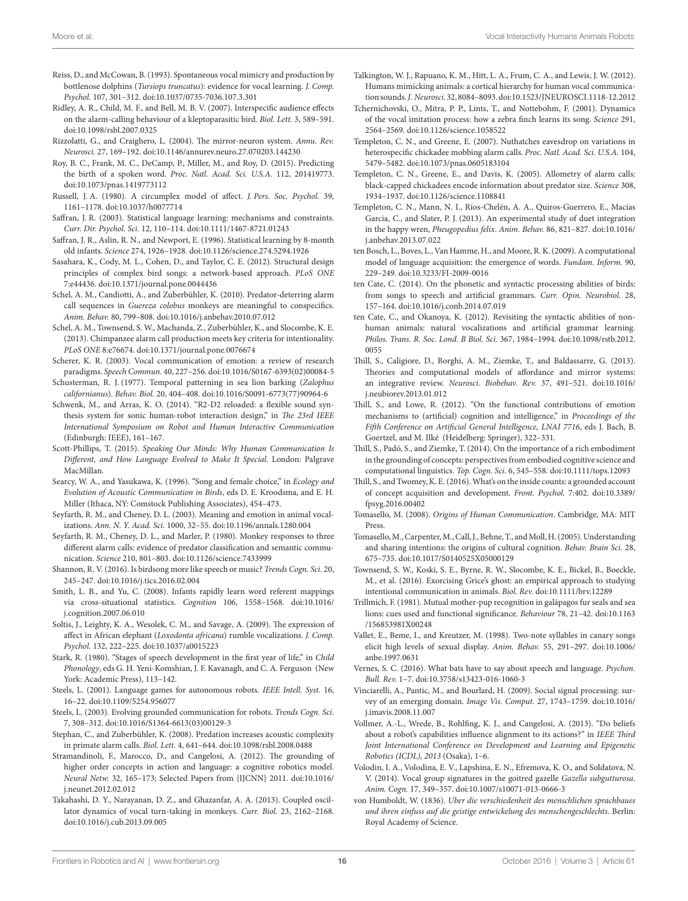Reiss, D., and McCowan, B. (1993). Spontaneous vocal mimicry and production by bottlenose dolphins (*Tursiops truncatus*): evidence for vocal learning. *J. Comp. Psychol.* 107, 301–312. doi:10.1037/0735-7036.107.3.301

Ridley, A. R., Child, M. F., and Bell, M. B. V. (2007). Interspecific audience effects on the alarm-calling behaviour of a kleptoparasitic bird. *Biol. Lett.* 3, 589–591. doi:10.1098/rsbl.2007.0325

Rizzolatti, G., and Craighero, L. (2004). The mirror-neuron system. *Annu. Rev. Neurosci.* 27, 169–192. doi:10.1146/annurev.neuro.27.070203.144230

Roy, B. C., Frank, M. C., DeCamp, P., Miller, M., and Roy, D. (2015). Predicting the birth of a spoken word. *Proc. Natl. Acad. Sci. U.S.A.* 112, 201419773. doi:10.1073/pnas.1419773112

Russell, J. A. (1980). A circumplex model of affect. *J. Pers. Soc. Psychol.* 39, 1161–1178. doi:10.1037/h0077714

Saffran, J. R. (2003). Statistical language learning: mechanisms and constraints. *Curr. Dir. Psychol. Sci.* 12, 110–114. doi:10.1111/1467-8721.01243

Saffran, J. R., Aslin, R. N., and Newport, E. (1996). Statistical learning by 8-month old infants. *Science* 274, 1926–1928. doi:10.1126/science.274.5294.1926

Sasahara, K., Cody, M. L., Cohen, D., and Taylor, C. E. (2012). Structural design principles of complex bird songs: a network-based approach. *PLoS ONE* 7:e44436. doi:10.1371/journal.pone.0044436

Schel, A. M., Candiotti, A., and Zuberbühler, K. (2010). Predator-deterring alarm call sequences in *Guereza colobus* monkeys are meaningful to conspecifics. *Anim. Behav.* 80, 799–808. doi:10.1016/j.anbehav.2010.07.012

Schel, A. M., Townsend, S. W., Machanda, Z., Zuberbühler, K., and Slocombe, K. E. (2013). Chimpanzee alarm call production meets key criteria for intentionality. *PLoS ONE* 8:e76674. doi:10.1371/journal.pone.0076674

Scherer, K. R. (2003). Vocal communication of emotion: a review of research paradigms. *Speech Commun.* 40, 227–256. doi:10.1016/S0167-6393(02)00084-5

Schusterman, R. J. (1977). Temporal patterning in sea lion barking (*Zalophus californianus*). *Behav. Biol.* 20, 404–408. doi:10.1016/S0091-6773(77)90964-6

Schwenk, M., and Arras, K. O. (2014). "R2-D2 reloaded: a flexible sound synthesis system for sonic human-robot interaction design," in *The 23rd IEEE International Symposium on Robot and Human Interactive Communication* (Edinburgh: IEEE), 161–167.

Scott-Phillips, T. (2015). *Speaking Our Minds: Why Human Communication Is Different, and How Language Evolved to Make It Special*. London: Palgrave MacMillan.

Searcy, W. A., and Yasukawa, K. (1996). "Song and female choice," in *Ecology and Evolution of Acoustic Communication in Birds*, eds D. E. Kroodsma, and E. H. Miller (Ithaca, NY: Comstock Publishing Associates), 454–473.

Seyfarth, R. M., and Cheney, D. L. (2003). Meaning and emotion in animal vocalizations. *Ann. N. Y. Acad. Sci.* 1000, 32–55. doi:10.1196/annals.1280.004

Seyfarth, R. M., Cheney, D. L., and Marler, P. (1980). Monkey responses to three different alarm calls: evidence of predator classification and semantic communication. *Science* 210, 801–803. doi:10.1126/science.7433999

Shannon, R. V. (2016). Is birdsong more like speech or music? *Trends Cogn. Sci.* 20, 245–247. doi:10.1016/j.tics.2016.02.004

Smith, L. B., and Yu, C. (2008). Infants rapidly learn word referent mappings via cross-situational statistics. *Cognition* 106, 1558–1568. doi:10.1016/j.cognition.2007.06.010

Soltis, J., Leighty, K. A., Wesolek, C. M., and Savage, A. (2009). The expression of affect in African elephant (*Loxodonta africana*) rumble vocalizations. *J. Comp. Psychol.* 132, 222–225. doi:10.1037/a0015223

Stark, R. (1980). "Stages of speech development in the first year of life," in *Child Phonology*, eds G. H. Yeni-Komshian, J. F. Kavanagh, and C. A. Ferguson (New York: Academic Press), 113–142.

Steels, L. (2001). Language games for autonomous robots. *IEEE Intell. Syst.* 16, 16–22. doi:10.1109/5254.956077

Steels, L. (2003). Evolving grounded communication for robots. *Trends Cogn. Sci.* 7, 308–312. doi:10.1016/S1364-6613(03)00129-3

Stephan, C., and Zuberbühler, K. (2008). Predation increases acoustic complexity in primate alarm calls. *Biol. Lett.* 4, 641–644. doi:10.1098/rsbl.2008.0488

Stramandinoli, F., Marocco, D., and Cangelosi, A. (2012). The grounding of higher order concepts in action and language: a cognitive robotics model. *Neural Netw.* 32, 165–173; Selected Papers from {IJCNN} 2011. doi:10.1016/j.neunet.2012.02.012

Takahashi, D. Y., Narayanan, D. Z., and Ghazanfar, A. A. (2013). Coupled oscillator dynamics of vocal turn-taking in monkeys. *Curr. Biol.* 23, 2162–2168. doi:10.1016/j.cub.2013.09.005

Talkington, W. J., Rapuano, K. M., Hitt, L. A., Frum, C. A., and Lewis, J. W. (2012). Humans mimicking animals: a cortical hierarchy for human vocal communication sounds. *J. Neurosci.* 32, 8084–8093. doi:10.1523/JNEUROSCI.1118-12.2012

Tchernichovski, O., Mitra, P. P., Lints, T., and Nottebohm, F. (2001). Dynamics of the vocal imitation process: how a zebra finch learns its song. *Science* 291, 2564–2569. doi:10.1126/science.1058522

Templeton, C. N., and Greene, E. (2007). Nuthatches eavesdrop on variations in heterospecific chickadee mobbing alarm calls. *Proc. Natl. Acad. Sci. U.S.A.* 104, 5479–5482. doi:10.1073/pnas.0605183104

Templeton, C. N., Greene, E., and Davis, K. (2005). Allometry of alarm calls: black-capped chickadees encode information about predator size. *Science* 308, 1934–1937. doi:10.1126/science.1108841

Templeton, C. N., Mann, N. I., Ríos-Chelén, A. A., Quiros-Guerrero, E., Macías Garcia, C., and Slater, P. J. (2013). An experimental study of duet integration in the happy wren, *Pheugopedius felix*. *Anim. Behav.* 86, 821–827. doi:10.1016/j.anbehav.2013.07.022

ten Bosch, L., Boves, L., Van Hamme, H., and Moore, R. K. (2009). A computational model of language acquisition: the emergence of words. *Fundam. Inform.* 90, 229–249. doi:10.3233/FI-2009-0016

ten Cate, C. (2014). On the phonetic and syntactic processing abilities of birds: from songs to speech and artificial grammars. *Curr. Opin. Neurobiol.* 28, 157–164. doi:10.1016/j.conb.2014.07.019

ten Cate, C., and Okanoya, K. (2012). Revisiting the syntactic abilities of non-human animals: natural vocalizations and artificial grammar learning. *Philos. Trans. R. Soc. Lond. B Biol. Sci.* 367, 1984–1994. doi:10.1098/rstb.2012.0055

Thill, S., Caligiore, D., Borghi, A. M., Ziemke, T., and Baldassarre, G. (2013). Theories and computational models of affordance and mirror systems: an integrative review. *Neurosci. Biobehav. Rev.* 37, 491–521. doi:10.1016/j.neubiorev.2013.01.012

Thill, S., and Lowe, R. (2012). "On the functional contributions of emotion mechanisms to (artificial) cognition and intelligence," in *Proceedings of the Fifth Conference on Artificial General Intelligence, LNAI 7716*, eds J. Bach, B. Goertzel, and M. Ilké (Heidelberg: Springer), 322–331.

Thill, S., Padó, S., and Ziemke, T. (2014). On the importance of a rich embodiment in the grounding of concepts: perspectives from embodied cognitive science and computational linguistics. *Top. Cogn. Sci.* 6, 545–558. doi:10.1111/tops.12093

Thill, S., and Twomey, K. E. (2016). What's on the inside counts: a grounded account of concept acquisition and development. *Front. Psychol.* 7:402. doi:10.3389/fpsyg.2016.00402

Tomasello, M. (2008). *Origins of Human Communication*. Cambridge, MA: MIT Press.

Tomasello, M., Carpenter, M., Call, J., Behne, T., and Moll, H. (2005). Understanding and sharing intentions: the origins of cultural cognition. *Behav. Brain Sci.* 28, 675–735. doi:10.1017/S0140525X05000129

Townsend, S. W., Koski, S. E., Byrne, R. W., Slocombe, K. E., Bickel, B., Boeckle, M., et al. (2016). Exorcising Grice's ghost: an empirical approach to studying intentional communication in animals. *Biol. Rev.* doi:10.1111/brv.12289

Trillmich, F. (1981). Mutual mother-pup recognition in galápagos fur seals and sea lions: cues used and functional significance. *Behaviour* 78, 21–42. doi:10.1163/156853981X00248

Vallet, E., Beme, I., and Kreutzer, M. (1998). Two-note syllables in canary songs elicit high levels of sexual display. *Anim. Behav.* 55, 291–297. doi:10.1006/anbe.1997.0631

Vernes, S. C. (2016). What bats have to say about speech and language. *Psychon. Bull. Rev.* 1–7. doi:10.3758/s13423-016-1060-3

Vinciarelli, A., Pantic, M., and Bourlard, H. (2009). Social signal processing: survey of an emerging domain. *Image Vis. Comput.* 27, 1743–1759. doi:10.1016/j.imavis.2008.11.007

Vollmer, A.-L., Wrede, B., Rohlfing, K. J., and Cangelosi, A. (2013). "Do beliefs about a robot's capabilities influence alignment to its actions?" in *IEEE Third Joint International Conference on Development and Learning and Epigenetic Robotics (ICDL), 2013* (Osaka), 1–6.

Volodin, I. A., Volodina, E. V., Lapshina, E. N., Efremova, K. O., and Soldatova, N. V. (2014). Vocal group signatures in the goitred gazelle *Gazella subgutturosa*. *Anim. Cogn.* 17, 349–357. doi:10.1007/s10071-013-0666-3

von Humboldt, W. (1836). *Uber die verschiedenheit des menschlichen sprachbaues und ihren einfuss auf die geistige entwickelung des menschengeschlechts*. Berlin: Royal Academy of Science.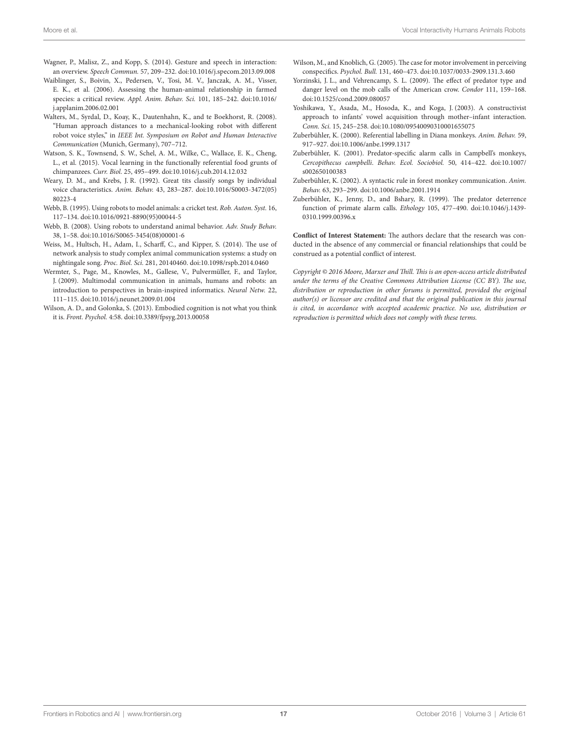Wagner, P., Malisz, Z., and Kopp, S. (2014). Gesture and speech in interaction: an overview. *Speech Commun.* 57, 209–232. doi:10.1016/j.specom.2013.09.008

Waiblinger, S., Boivin, X., Pedersen, V., Tosi, M. V., Janczak, A. M., Visser, E. K., et al. (2006). Assessing the human-animal relationship in farmed species: a critical review. *Appl. Anim. Behav. Sci.* 101, 185–242. doi:10.1016/j.applanim.2006.02.001

Walters, M., Syrdal, D., Koay, K., Dautenhahn, K., and te Boekhorst, R. (2008). "Human approach distances to a mechanical-looking robot with different robot voice styles," in *IEEE Int. Symposium on Robot and Human Interactive Communication* (Munich, Germany), 707–712.

Watson, S. K., Townsend, S. W., Schel, A. M., Wilke, C., Wallace, E. K., Cheng, L., et al. (2015). Vocal learning in the functionally referential food grunts of chimpanzees. *Curr. Biol.* 25, 495–499. doi:10.1016/j.cub.2014.12.032

Weary, D. M., and Krebs, J. R. (1992). Great tits classify songs by individual voice characteristics. *Anim. Behav.* 43, 283–287. doi:10.1016/S0003-3472(05)80223-4

Webb, B. (1995). Using robots to model animals: a cricket test. *Rob. Auton. Syst.* 16, 117–134. doi:10.1016/0921-8890(95)00044-5

Webb, B. (2008). Using robots to understand animal behavior. *Adv. Study Behav.* 38, 1–58. doi:10.1016/S0065-3454(08)00001-6

Weiss, M., Hultsch, H., Adam, I., Scharff, C., and Kipper, S. (2014). The use of network analysis to study complex animal communication systems: a study on nightingale song. *Proc. Biol. Sci.* 281, 20140460. doi:10.1098/rspb.2014.0460

Wermter, S., Page, M., Knowles, M., Gallese, V., Pulvermüller, F., and Taylor, J. (2009). Multimodal communication in animals, humans and robots: an introduction to perspectives in brain-inspired informatics. *Neural Netw.* 22, 111–115. doi:10.1016/j.neunet.2009.01.004

Wilson, A. D., and Golonka, S. (2013). Embodied cognition is not what you think it is. *Front. Psychol.* 4:58. doi:10.3389/fpsyg.2013.00058

Wilson, M., and Knoblich, G. (2005). The case for motor involvement in perceiving conspecifics. *Psychol. Bull.* 131, 460–473. doi:10.1037/0033-2909.131.3.460

Yorzinski, J. L., and Vehrencamp, S. L. (2009). The effect of predator type and danger level on the mob calls of the American crow. *Condor* 111, 159–168. doi:10.1525/cond.2009.080057

Yoshikawa, Y., Asada, M., Hosoda, K., and Koga, J. (2003). A constructivist approach to infants' vowel acquisition through mother–infant interaction. *Conn. Sci.* 15, 245–258. doi:10.1080/09540090310001655075

Zuberbühler, K. (2000). Referential labelling in Diana monkeys. *Anim. Behav.* 59, 917–927. doi:10.1006/anbe.1999.1317

Zuberbühler, K. (2001). Predator-specific alarm calls in Campbell's monkeys, *Cercopithecus campbelli*. *Behav. Ecol. Sociobiol.* 50, 414–422. doi:10.1007/s002650100383

Zuberbühler, K. (2002). A syntactic rule in forest monkey communication. *Anim. Behav.* 63, 293–299. doi:10.1006/anbe.2001.1914

Zuberbühler, K., Jenny, D., and Bshary, R. (1999). The predator deterrence function of primate alarm calls. *Ethology* 105, 477–490. doi:10.1046/j.1439-0310.1999.00396.x

**Conflict of Interest Statement:** The authors declare that the research was conducted in the absence of any commercial or financial relationships that could be construed as a potential conflict of interest.

*Copyright © 2016 Moore, Marxer and Thill. This is an open-access article distributed under the terms of the Creative Commons Attribution License (CC BY). The use, distribution or reproduction in other forums is permitted, provided the original author(s) or licensor are credited and that the original publication in this journal is cited, in accordance with accepted academic practice. No use, distribution or reproduction is permitted which does not comply with these terms.*